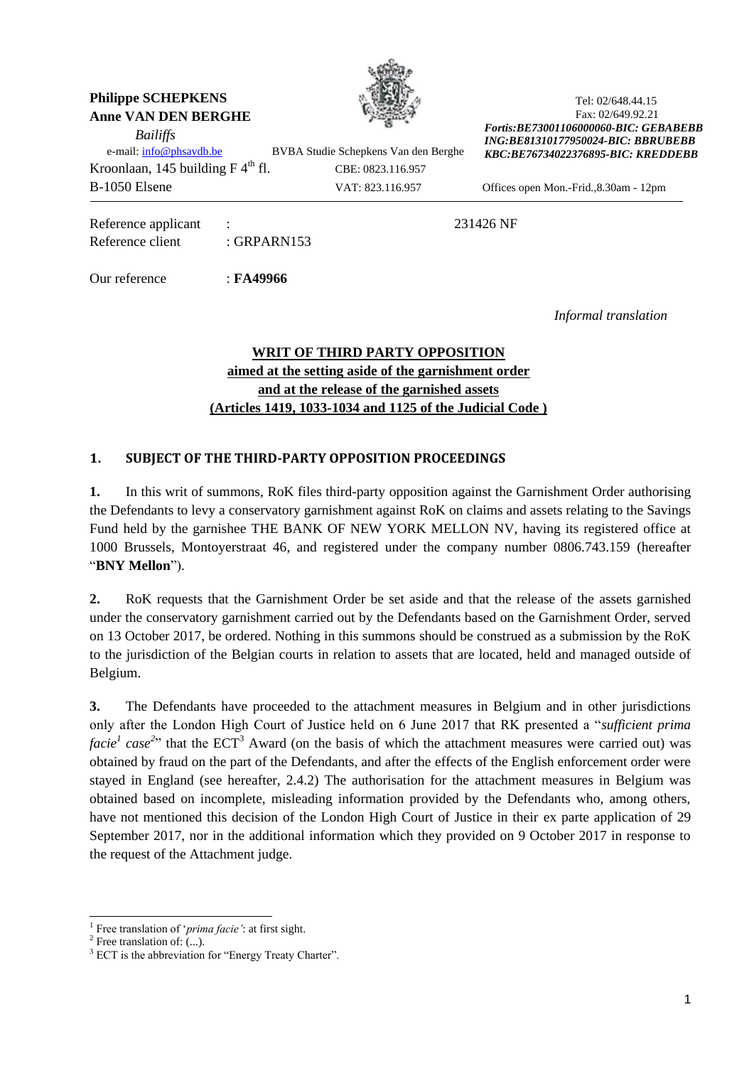**Philippe SCHEPKENS**
**Anne VAN DEN BERGHE**
*Bailiffs*
e-mail: info@phsavdb.be
Kroonlaan, 145 building F 4th fl.
B-1050 Elsene

BVBA Studie Schepkens Van den Berghe
CBE: 0823.116.957
VAT: 823.116.957

Tel: 02/648.44.15
Fax: 02/649.92.21
***Fortis:BE73001106000060-BIC: GEBABEBB***
***ING:BE81310177950024-BIC: BBRUBEBB***
***KBC:BE76734022376895-BIC: KREDDEBB***
Offices open Mon.-Frid.,8.30am - 12pm

Reference applicant : 231426 NF
Reference client : GRPARN153

Our reference : **FA49966**

*Informal translation*

**WRIT OF THIRD PARTY OPPOSITION**
**aimed at the setting aside of the garnishment order**
**and at the release of the garnished assets**
**(Articles 1419, 1033-1034 and 1125 of the Judicial Code )**

## 1. SUBJECT OF THE THIRD-PARTY OPPOSITION PROCEEDINGS

**1.** In this writ of summons, RoK files third-party opposition against the Garnishment Order authorising the Defendants to levy a conservatory garnishment against RoK on claims and assets relating to the Savings Fund held by the garnishee THE BANK OF NEW YORK MELLON NV, having its registered office at 1000 Brussels, Montoyerstraat 46, and registered under the company number 0806.743.159 (hereafter "**BNY Mellon**").

**2.** RoK requests that the Garnishment Order be set aside and that the release of the assets garnished under the conservatory garnishment carried out by the Defendants based on the Garnishment Order, served on 13 October 2017, be ordered. Nothing in this summons should be construed as a submission by the RoK to the jurisdiction of the Belgian courts in relation to assets that are located, held and managed outside of Belgium.

**3.** The Defendants have proceeded to the attachment measures in Belgium and in other jurisdictions only after the London High Court of Justice held on 6 June 2017 that RK presented a "*sufficient prima facie*[1] *case*[2]" that the ECT[3] Award (on the basis of which the attachment measures were carried out) was obtained by fraud on the part of the Defendants, and after the effects of the English enforcement order were stayed in England (see hereafter, 2.4.2) The authorisation for the attachment measures in Belgium was obtained based on incomplete, misleading information provided by the Defendants who, among others, have not mentioned this decision of the London High Court of Justice in their ex parte application of 29 September 2017, nor in the additional information which they provided on 9 October 2017 in response to the request of the Attachment judge.

[1] Free translation of '*prima facie'*: at first sight.
[2] Free translation of: (...).
[3] ECT is the abbreviation for "Energy Treaty Charter".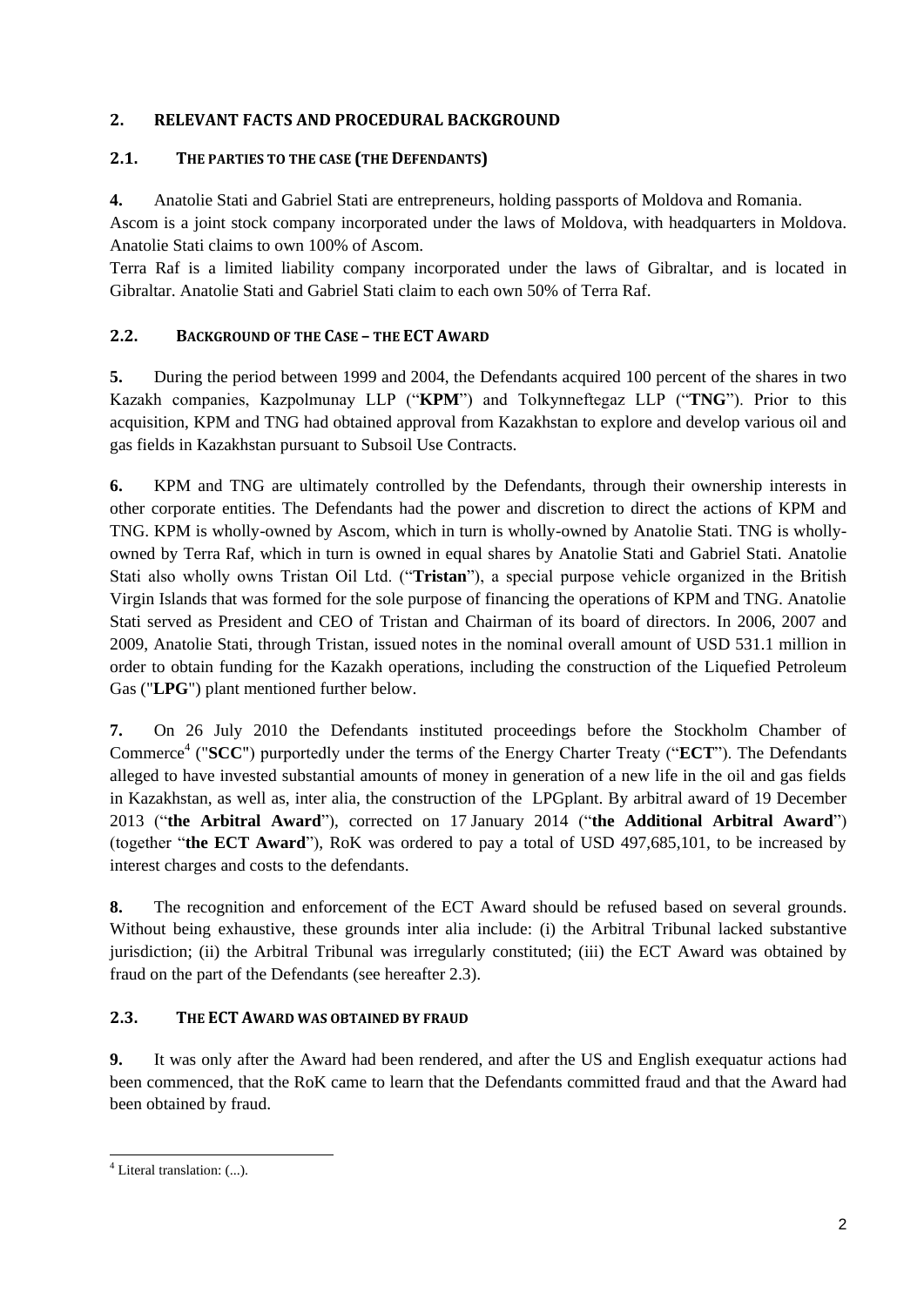## 2. RELEVANT FACTS AND PROCEDURAL BACKGROUND

### 2.1. THE PARTIES TO THE CASE (THE DEFENDANTS)

**4.** Anatolie Stati and Gabriel Stati are entrepreneurs, holding passports of Moldova and Romania. Ascom is a joint stock company incorporated under the laws of Moldova, with headquarters in Moldova. Anatolie Stati claims to own 100% of Ascom.

Terra Raf is a limited liability company incorporated under the laws of Gibraltar, and is located in Gibraltar. Anatolie Stati and Gabriel Stati claim to each own 50% of Terra Raf.

### 2.2. BACKGROUND OF THE CASE – THE ECT AWARD

**5.** During the period between 1999 and 2004, the Defendants acquired 100 percent of the shares in two Kazakh companies, Kazpolmunay LLP ("**KPM**") and Tolkynneftegaz LLP ("**TNG**"). Prior to this acquisition, KPM and TNG had obtained approval from Kazakhstan to explore and develop various oil and gas fields in Kazakhstan pursuant to Subsoil Use Contracts.

**6.** KPM and TNG are ultimately controlled by the Defendants, through their ownership interests in other corporate entities. The Defendants had the power and discretion to direct the actions of KPM and TNG. KPM is wholly-owned by Ascom, which in turn is wholly-owned by Anatolie Stati. TNG is wholly-owned by Terra Raf, which in turn is owned in equal shares by Anatolie Stati and Gabriel Stati. Anatolie Stati also wholly owns Tristan Oil Ltd. ("**Tristan**"), a special purpose vehicle organized in the British Virgin Islands that was formed for the sole purpose of financing the operations of KPM and TNG. Anatolie Stati served as President and CEO of Tristan and Chairman of its board of directors. In 2006, 2007 and 2009, Anatolie Stati, through Tristan, issued notes in the nominal overall amount of USD 531.1 million in order to obtain funding for the Kazakh operations, including the construction of the Liquefied Petroleum Gas ("**LPG**") plant mentioned further below.

**7.** On 26 July 2010 the Defendants instituted proceedings before the Stockholm Chamber of Commerce[4] ("**SCC**") purportedly under the terms of the Energy Charter Treaty ("**ECT**"). The Defendants alleged to have invested substantial amounts of money in generation of a new life in the oil and gas fields in Kazakhstan, as well as, inter alia, the construction of the LPGplant. By arbitral award of 19 December 2013 ("**the Arbitral Award**"), corrected on 17 January 2014 ("**the Additional Arbitral Award**") (together "**the ECT Award**"), RoK was ordered to pay a total of USD 497,685,101, to be increased by interest charges and costs to the defendants.

**8.** The recognition and enforcement of the ECT Award should be refused based on several grounds. Without being exhaustive, these grounds inter alia include: (i) the Arbitral Tribunal lacked substantive jurisdiction; (ii) the Arbitral Tribunal was irregularly constituted; (iii) the ECT Award was obtained by fraud on the part of the Defendants (see hereafter 2.3).

### 2.3. THE ECT AWARD WAS OBTAINED BY FRAUD

**9.** It was only after the Award had been rendered, and after the US and English exequatur actions had been commenced, that the RoK came to learn that the Defendants committed fraud and that the Award had been obtained by fraud.

---

[4] Literal translation: (...).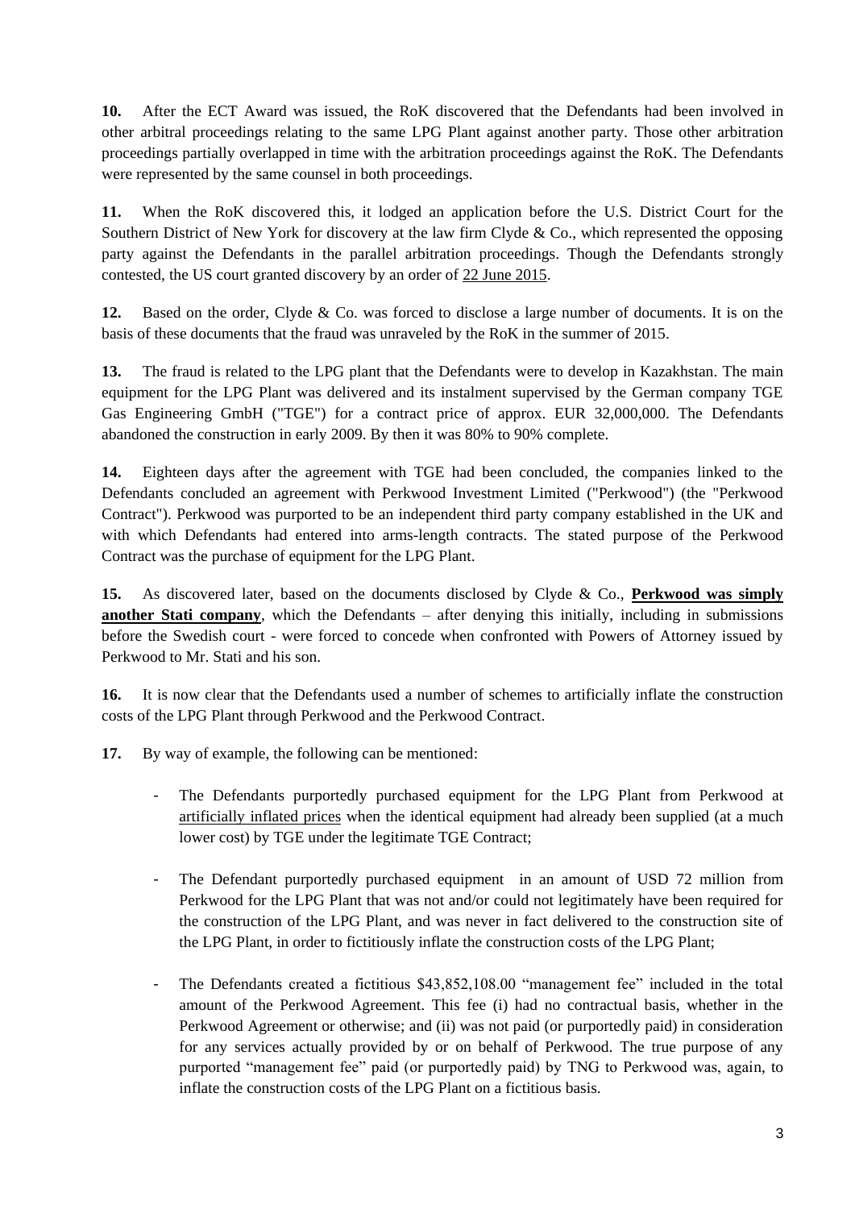**10.** After the ECT Award was issued, the RoK discovered that the Defendants had been involved in other arbitral proceedings relating to the same LPG Plant against another party. Those other arbitration proceedings partially overlapped in time with the arbitration proceedings against the RoK. The Defendants were represented by the same counsel in both proceedings.

**11.** When the RoK discovered this, it lodged an application before the U.S. District Court for the Southern District of New York for discovery at the law firm Clyde & Co., which represented the opposing party against the Defendants in the parallel arbitration proceedings. Though the Defendants strongly contested, the US court granted discovery by an order of 22 June 2015.

**12.** Based on the order, Clyde & Co. was forced to disclose a large number of documents. It is on the basis of these documents that the fraud was unraveled by the RoK in the summer of 2015.

**13.** The fraud is related to the LPG plant that the Defendants were to develop in Kazakhstan. The main equipment for the LPG Plant was delivered and its instalment supervised by the German company TGE Gas Engineering GmbH ("TGE") for a contract price of approx. EUR 32,000,000. The Defendants abandoned the construction in early 2009. By then it was 80% to 90% complete.

**14.** Eighteen days after the agreement with TGE had been concluded, the companies linked to the Defendants concluded an agreement with Perkwood Investment Limited ("Perkwood") (the "Perkwood Contract"). Perkwood was purported to be an independent third party company established in the UK and with which Defendants had entered into arms-length contracts. The stated purpose of the Perkwood Contract was the purchase of equipment for the LPG Plant.

**15.** As discovered later, based on the documents disclosed by Clyde & Co., **Perkwood was simply another Stati company**, which the Defendants – after denying this initially, including in submissions before the Swedish court - were forced to concede when confronted with Powers of Attorney issued by Perkwood to Mr. Stati and his son.

**16.** It is now clear that the Defendants used a number of schemes to artificially inflate the construction costs of the LPG Plant through Perkwood and the Perkwood Contract.

**17.** By way of example, the following can be mentioned:

- The Defendants purportedly purchased equipment for the LPG Plant from Perkwood at artificially inflated prices when the identical equipment had already been supplied (at a much lower cost) by TGE under the legitimate TGE Contract;

- The Defendant purportedly purchased equipment in an amount of USD 72 million from Perkwood for the LPG Plant that was not and/or could not legitimately have been required for the construction of the LPG Plant, and was never in fact delivered to the construction site of the LPG Plant, in order to fictitiously inflate the construction costs of the LPG Plant;

- The Defendants created a fictitious $43,852,108.00 "management fee" included in the total amount of the Perkwood Agreement. This fee (i) had no contractual basis, whether in the Perkwood Agreement or otherwise; and (ii) was not paid (or purportedly paid) in consideration for any services actually provided by or on behalf of Perkwood. The true purpose of any purported "management fee" paid (or purportedly paid) by TNG to Perkwood was, again, to inflate the construction costs of the LPG Plant on a fictitious basis.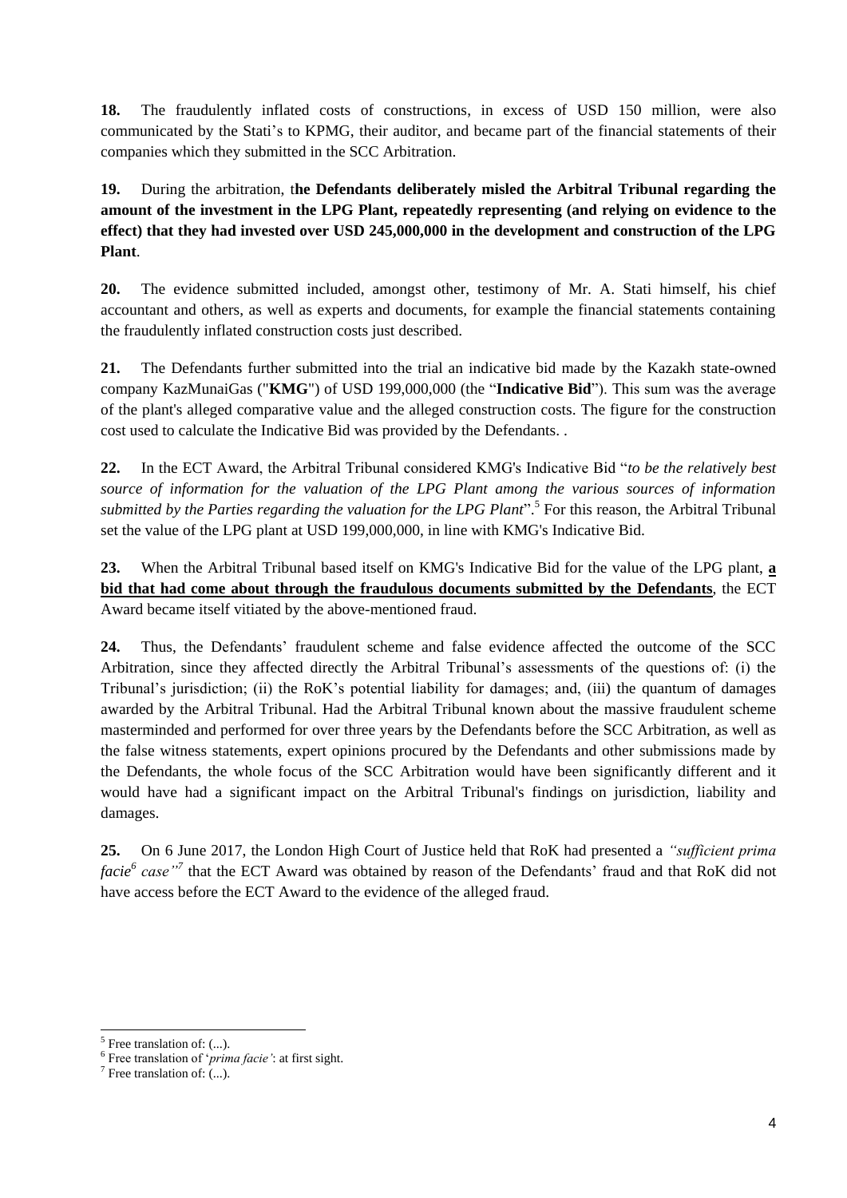**18.** The fraudulently inflated costs of constructions, in excess of USD 150 million, were also communicated by the Stati's to KPMG, their auditor, and became part of the financial statements of their companies which they submitted in the SCC Arbitration.

**19.** During the arbitration, t**he Defendants deliberately misled the Arbitral Tribunal regarding the amount of the investment in the LPG Plant, repeatedly representing (and relying on evidence to the effect) that they had invested over USD 245,000,000 in the development and construction of the LPG Plant**.

**20.** The evidence submitted included, amongst other, testimony of Mr. A. Stati himself, his chief accountant and others, as well as experts and documents, for example the financial statements containing the fraudulently inflated construction costs just described.

**21.** The Defendants further submitted into the trial an indicative bid made by the Kazakh state-owned company KazMunaiGas ("**KMG**") of USD 199,000,000 (the "**Indicative Bid**"). This sum was the average of the plant's alleged comparative value and the alleged construction costs. The figure for the construction cost used to calculate the Indicative Bid was provided by the Defendants. .

**22.** In the ECT Award, the Arbitral Tribunal considered KMG's Indicative Bid "*to be the relatively best source of information for the valuation of the LPG Plant among the various sources of information submitted by the Parties regarding the valuation for the LPG Plant*".[5] For this reason, the Arbitral Tribunal set the value of the LPG plant at USD 199,000,000, in line with KMG's Indicative Bid.

**23.** When the Arbitral Tribunal based itself on KMG's Indicative Bid for the value of the LPG plant, **a bid that had come about through the fraudulous documents submitted by the Defendants**, the ECT Award became itself vitiated by the above-mentioned fraud.

**24.** Thus, the Defendants' fraudulent scheme and false evidence affected the outcome of the SCC Arbitration, since they affected directly the Arbitral Tribunal's assessments of the questions of: (i) the Tribunal's jurisdiction; (ii) the RoK's potential liability for damages; and, (iii) the quantum of damages awarded by the Arbitral Tribunal. Had the Arbitral Tribunal known about the massive fraudulent scheme masterminded and performed for over three years by the Defendants before the SCC Arbitration, as well as the false witness statements, expert opinions procured by the Defendants and other submissions made by the Defendants, the whole focus of the SCC Arbitration would have been significantly different and it would have had a significant impact on the Arbitral Tribunal's findings on jurisdiction, liability and damages.

**25.** On 6 June 2017, the London High Court of Justice held that RoK had presented a *"sufficient prima facie*[6] *case"*[7] that the ECT Award was obtained by reason of the Defendants' fraud and that RoK did not have access before the ECT Award to the evidence of the alleged fraud.

---

[5] Free translation of: (...).

[6] Free translation of '*prima facie'*: at first sight.

[7] Free translation of: (...).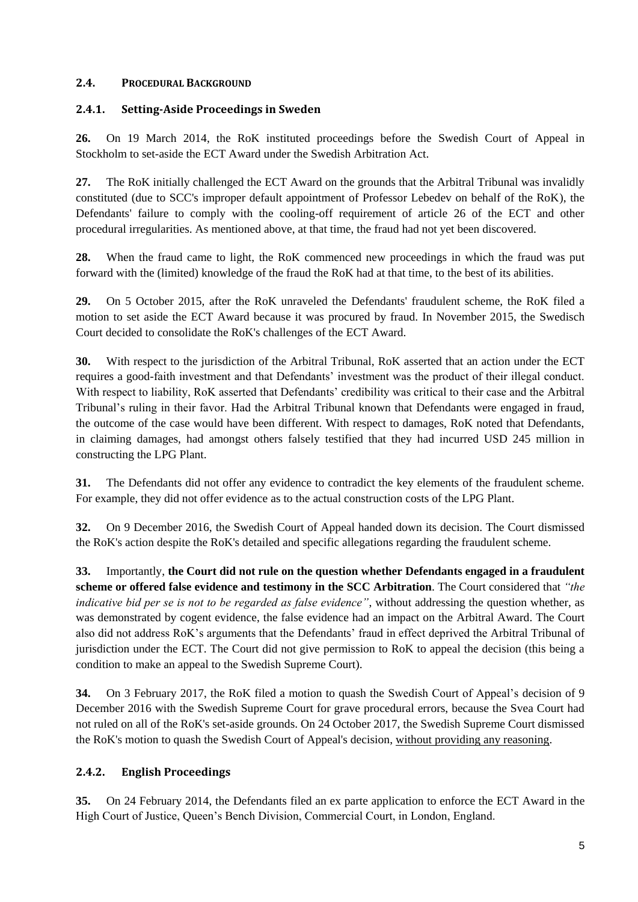## 2.4. PROCEDURAL BACKGROUND

### 2.4.1. Setting-Aside Proceedings in Sweden

**26.** On 19 March 2014, the RoK instituted proceedings before the Swedish Court of Appeal in Stockholm to set-aside the ECT Award under the Swedish Arbitration Act.

**27.** The RoK initially challenged the ECT Award on the grounds that the Arbitral Tribunal was invalidly constituted (due to SCC's improper default appointment of Professor Lebedev on behalf of the RoK), the Defendants' failure to comply with the cooling-off requirement of article 26 of the ECT and other procedural irregularities. As mentioned above, at that time, the fraud had not yet been discovered.

**28.** When the fraud came to light, the RoK commenced new proceedings in which the fraud was put forward with the (limited) knowledge of the fraud the RoK had at that time, to the best of its abilities.

**29.** On 5 October 2015, after the RoK unraveled the Defendants' fraudulent scheme, the RoK filed a motion to set aside the ECT Award because it was procured by fraud. In November 2015, the Swedisch Court decided to consolidate the RoK's challenges of the ECT Award.

**30.** With respect to the jurisdiction of the Arbitral Tribunal, RoK asserted that an action under the ECT requires a good-faith investment and that Defendants' investment was the product of their illegal conduct. With respect to liability, RoK asserted that Defendants' credibility was critical to their case and the Arbitral Tribunal's ruling in their favor. Had the Arbitral Tribunal known that Defendants were engaged in fraud, the outcome of the case would have been different. With respect to damages, RoK noted that Defendants, in claiming damages, had amongst others falsely testified that they had incurred USD 245 million in constructing the LPG Plant.

**31.** The Defendants did not offer any evidence to contradict the key elements of the fraudulent scheme. For example, they did not offer evidence as to the actual construction costs of the LPG Plant.

**32.** On 9 December 2016, the Swedish Court of Appeal handed down its decision. The Court dismissed the RoK's action despite the RoK's detailed and specific allegations regarding the fraudulent scheme.

**33.** Importantly, **the Court did not rule on the question whether Defendants engaged in a fraudulent scheme or offered false evidence and testimony in the SCC Arbitration**. The Court considered that *"the indicative bid per se is not to be regarded as false evidence"*, without addressing the question whether, as was demonstrated by cogent evidence, the false evidence had an impact on the Arbitral Award. The Court also did not address RoK's arguments that the Defendants' fraud in effect deprived the Arbitral Tribunal of jurisdiction under the ECT. The Court did not give permission to RoK to appeal the decision (this being a condition to make an appeal to the Swedish Supreme Court).

**34.** On 3 February 2017, the RoK filed a motion to quash the Swedish Court of Appeal's decision of 9 December 2016 with the Swedish Supreme Court for grave procedural errors, because the Svea Court had not ruled on all of the RoK's set-aside grounds. On 24 October 2017, the Swedish Supreme Court dismissed the RoK's motion to quash the Swedish Court of Appeal's decision, <u>without providing any reasoning</u>.

### 2.4.2. English Proceedings

**35.** On 24 February 2014, the Defendants filed an ex parte application to enforce the ECT Award in the High Court of Justice, Queen's Bench Division, Commercial Court, in London, England.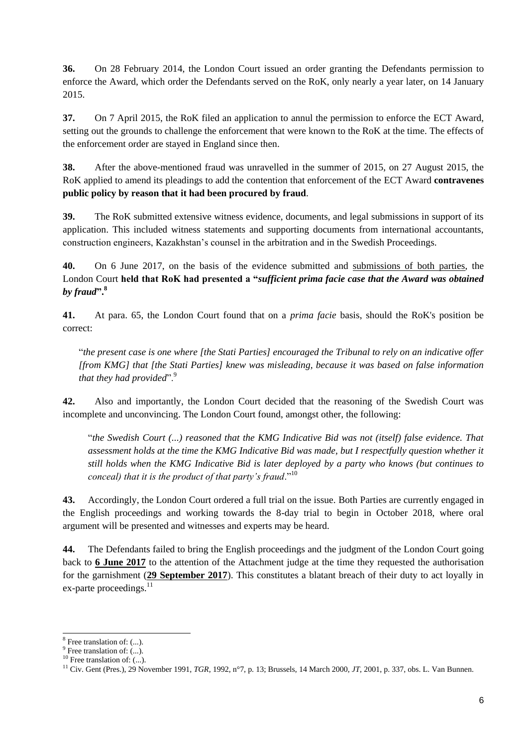**36.** On 28 February 2014, the London Court issued an order granting the Defendants permission to enforce the Award, which order the Defendants served on the RoK, only nearly a year later, on 14 January 2015.

**37.** On 7 April 2015, the RoK filed an application to annul the permission to enforce the ECT Award, setting out the grounds to challenge the enforcement that were known to the RoK at the time. The effects of the enforcement order are stayed in England since then.

**38.** After the above-mentioned fraud was unravelled in the summer of 2015, on 27 August 2015, the RoK applied to amend its pleadings to add the contention that enforcement of the ECT Award **contravenes public policy by reason that it had been procured by fraud**.

**39.** The RoK submitted extensive witness evidence, documents, and legal submissions in support of its application. This included witness statements and supporting documents from international accountants, construction engineers, Kazakhstan's counsel in the arbitration and in the Swedish Proceedings.

**40.** On 6 June 2017, on the basis of the evidence submitted and <u>submissions of both parties</u>, the London Court **held that RoK had presented a "*sufficient prima facie case that the Award was obtained by fraud*".**[8]

**41.** At para. 65, the London Court found that on a *prima facie* basis, should the RoK's position be correct:

> "*the present case is one where [the Stati Parties] encouraged the Tribunal to rely on an indicative offer [from KMG] that [the Stati Parties] knew was misleading, because it was based on false information that they had provided*".[9]

**42.** Also and importantly, the London Court decided that the reasoning of the Swedish Court was incomplete and unconvincing. The London Court found, amongst other, the following:

> "*the Swedish Court (...) reasoned that the KMG Indicative Bid was not (itself) false evidence. That assessment holds at the time the KMG Indicative Bid was made, but I respectfully question whether it still holds when the KMG Indicative Bid is later deployed by a party who knows (but continues to conceal) that it is the product of that party's fraud*."[10]

**43.** Accordingly, the London Court ordered a full trial on the issue. Both Parties are currently engaged in the English proceedings and working towards the 8-day trial to begin in October 2018, where oral argument will be presented and witnesses and experts may be heard.

**44.** The Defendants failed to bring the English proceedings and the judgment of the London Court going back to **<u>6 June 2017</u>** to the attention of the Attachment judge at the time they requested the authorisation for the garnishment (**<u>29 September 2017</u>**). This constitutes a blatant breach of their duty to act loyally in ex-parte proceedings.[11]

---

[8] Free translation of: (...).

[9] Free translation of: (...).

[10] Free translation of: (...).

[11] Civ. Gent (Pres.), 29 November 1991, *TGR*, 1992, n°7, p. 13; Brussels, 14 March 2000, *JT*, 2001, p. 337, obs. L. Van Bunnen.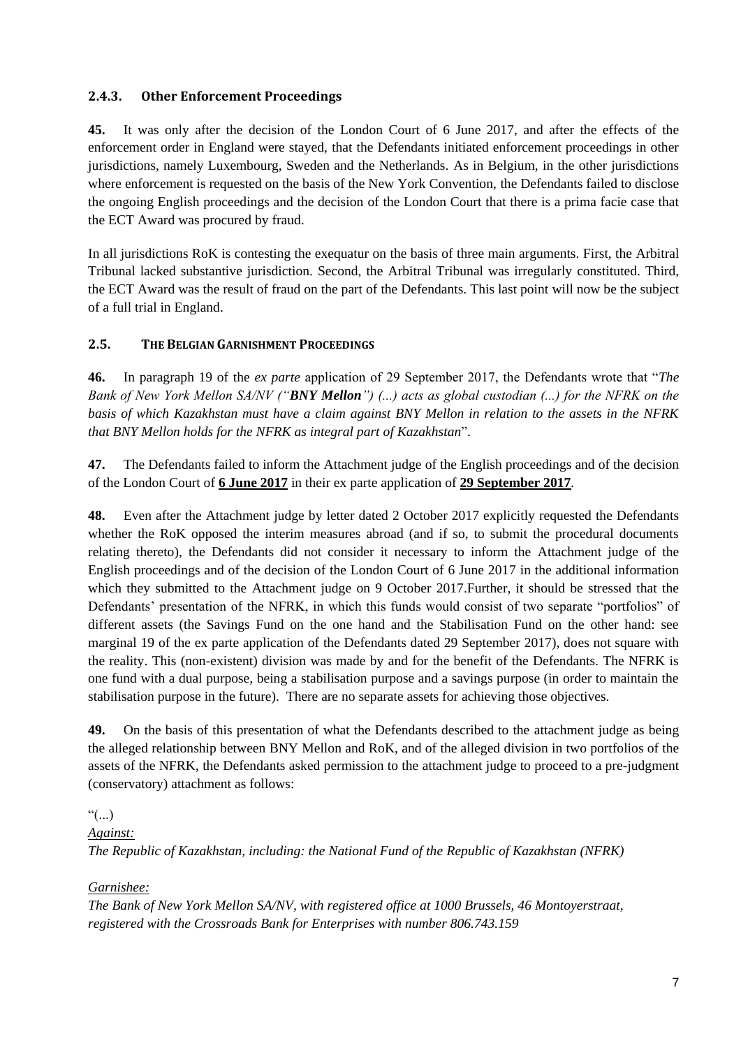### 2.4.3. Other Enforcement Proceedings

**45.** It was only after the decision of the London Court of 6 June 2017, and after the effects of the enforcement order in England were stayed, that the Defendants initiated enforcement proceedings in other jurisdictions, namely Luxembourg, Sweden and the Netherlands. As in Belgium, in the other jurisdictions where enforcement is requested on the basis of the New York Convention, the Defendants failed to disclose the ongoing English proceedings and the decision of the London Court that there is a prima facie case that the ECT Award was procured by fraud.

In all jurisdictions RoK is contesting the exequatur on the basis of three main arguments. First, the Arbitral Tribunal lacked substantive jurisdiction. Second, the Arbitral Tribunal was irregularly constituted. Third, the ECT Award was the result of fraud on the part of the Defendants. This last point will now be the subject of a full trial in England.

### 2.5. THE BELGIAN GARNISHMENT PROCEEDINGS

**46.** In paragraph 19 of the *ex parte* application of 29 September 2017, the Defendants wrote that "*The Bank of New York Mellon SA/NV ("**BNY Mellon**") (...) acts as global custodian (...) for the NFRK on the basis of which Kazakhstan must have a claim against BNY Mellon in relation to the assets in the NFRK that BNY Mellon holds for the NFRK as integral part of Kazakhstan*".

**47.** The Defendants failed to inform the Attachment judge of the English proceedings and of the decision of the London Court of **6 June 2017** in their ex parte application of **29 September 2017**.

**48.** Even after the Attachment judge by letter dated 2 October 2017 explicitly requested the Defendants whether the RoK opposed the interim measures abroad (and if so, to submit the procedural documents relating thereto), the Defendants did not consider it necessary to inform the Attachment judge of the English proceedings and of the decision of the London Court of 6 June 2017 in the additional information which they submitted to the Attachment judge on 9 October 2017.Further, it should be stressed that the Defendants' presentation of the NFRK, in which this funds would consist of two separate "portfolios" of different assets (the Savings Fund on the one hand and the Stabilisation Fund on the other hand: see marginal 19 of the ex parte application of the Defendants dated 29 September 2017), does not square with the reality. This (non-existent) division was made by and for the benefit of the Defendants. The NFRK is one fund with a dual purpose, being a stabilisation purpose and a savings purpose (in order to maintain the stabilisation purpose in the future). There are no separate assets for achieving those objectives.

**49.** On the basis of this presentation of what the Defendants described to the attachment judge as being the alleged relationship between BNY Mellon and RoK, and of the alleged division in two portfolios of the assets of the NFRK, the Defendants asked permission to the attachment judge to proceed to a pre-judgment (conservatory) attachment as follows:

"(...)

*Against:*

*The Republic of Kazakhstan, including: the National Fund of the Republic of Kazakhstan (NFRK)*

*Garnishee:*

*The Bank of New York Mellon SA/NV, with registered office at 1000 Brussels, 46 Montoyerstraat, registered with the Crossroads Bank for Enterprises with number 806.743.159*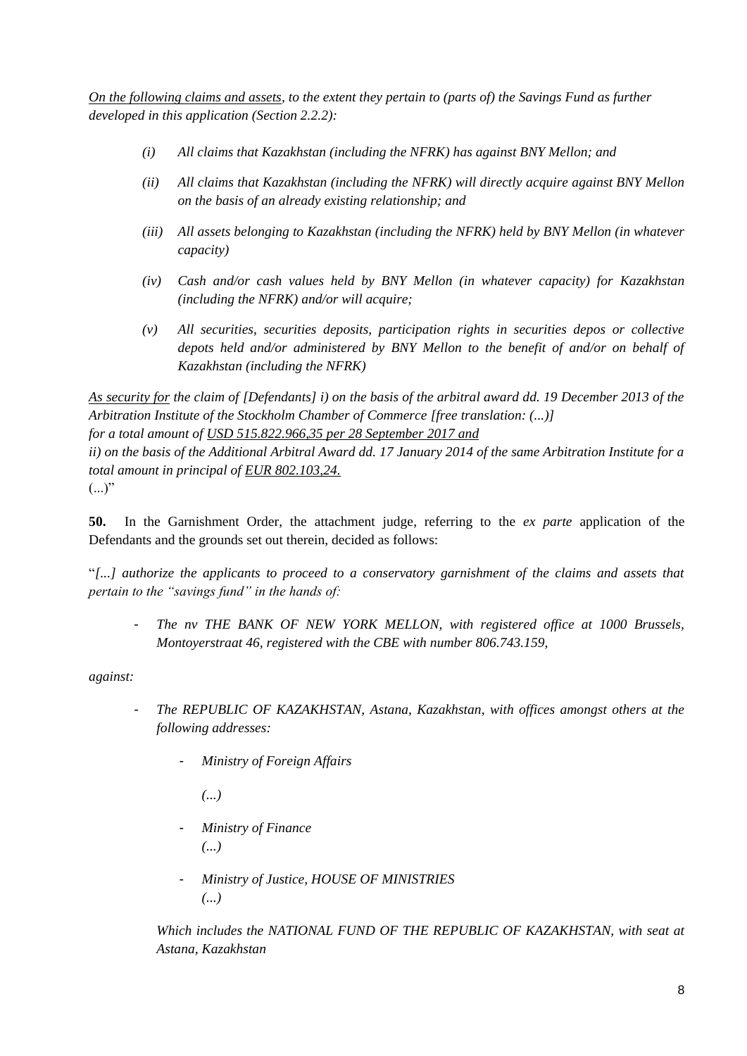*On the following claims and assets, to the extent they pertain to (parts of) the Savings Fund as further developed in this application (Section 2.2.2):*

> *(i) All claims that Kazakhstan (including the NFRK) has against BNY Mellon; and*
>
> *(ii) All claims that Kazakhstan (including the NFRK) will directly acquire against BNY Mellon on the basis of an already existing relationship; and*
>
> *(iii) All assets belonging to Kazakhstan (including the NFRK) held by BNY Mellon (in whatever capacity)*
>
> *(iv) Cash and/or cash values held by BNY Mellon (in whatever capacity) for Kazakhstan (including the NFRK) and/or will acquire;*
>
> *(v) All securities, securities deposits, participation rights in securities depos or collective depots held and/or administered by BNY Mellon to the benefit of and/or on behalf of Kazakhstan (including the NFRK)*

*As security for the claim of [Defendants] i) on the basis of the arbitral award dd. 19 December 2013 of the Arbitration Institute of the Stockholm Chamber of Commerce [free translation: (...)] for a total amount of USD 515.822.966,35 per 28 September 2017 and*
*ii) on the basis of the Additional Arbitral Award dd. 17 January 2014 of the same Arbitration Institute for a total amount in principal of EUR 802.103,24.*
(...)"

**50.** In the Garnishment Order, the attachment judge, referring to the *ex parte* application of the Defendants and the grounds set out therein, decided as follows:

"*[...] authorize the applicants to proceed to a conservatory garnishment of the claims and assets that pertain to the "savings fund" in the hands of:*

- *The nv THE BANK OF NEW YORK MELLON, with registered office at 1000 Brussels, Montoyerstraat 46, registered with the CBE with number 806.743.159,*

*against:*

- *The REPUBLIC OF KAZAKHSTAN, Astana, Kazakhstan, with offices amongst others at the following addresses:*
  - *Ministry of Foreign Affairs*

    *(...)*
  - *Ministry of Finance*
    *(...)*
  - *Ministry of Justice, HOUSE OF MINISTRIES*
    *(...)*

  *Which includes the NATIONAL FUND OF THE REPUBLIC OF KAZAKHSTAN, with seat at Astana, Kazakhstan*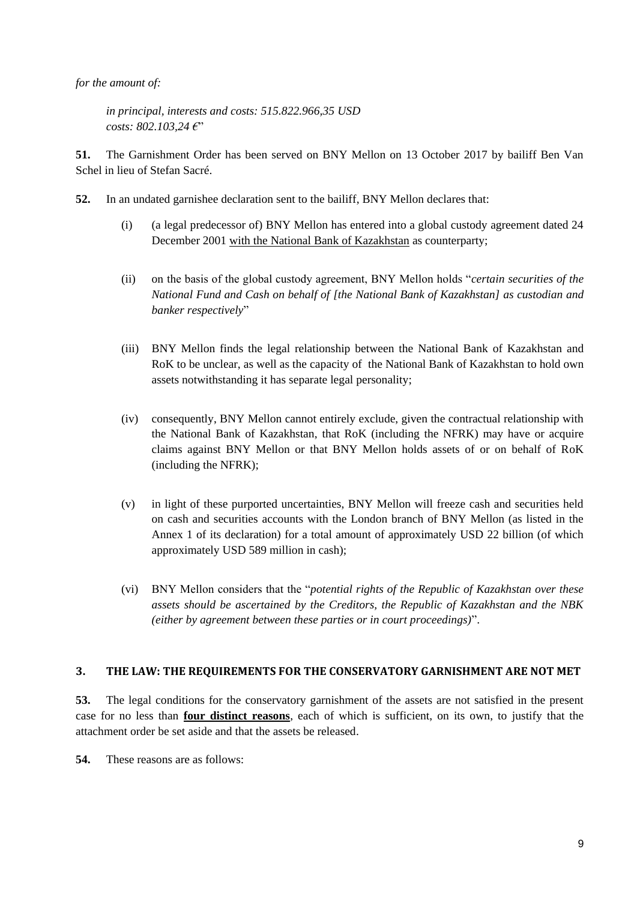*for the amount of:*

> *in principal, interests and costs: 515.822.966,35 USD*
> *costs: 802.103,24 €*"

**51.** The Garnishment Order has been served on BNY Mellon on 13 October 2017 by bailiff Ben Van Schel in lieu of Stefan Sacré.

**52.** In an undated garnishee declaration sent to the bailiff, BNY Mellon declares that:

(i) (a legal predecessor of) BNY Mellon has entered into a global custody agreement dated 24 December 2001 <u>with the National Bank of Kazakhstan</u> as counterparty;

(ii) on the basis of the global custody agreement, BNY Mellon holds "*certain securities of the National Fund and Cash on behalf of [the National Bank of Kazakhstan] as custodian and banker respectively*"

(iii) BNY Mellon finds the legal relationship between the National Bank of Kazakhstan and RoK to be unclear, as well as the capacity of the National Bank of Kazakhstan to hold own assets notwithstanding it has separate legal personality;

(iv) consequently, BNY Mellon cannot entirely exclude, given the contractual relationship with the National Bank of Kazakhstan, that RoK (including the NFRK) may have or acquire claims against BNY Mellon or that BNY Mellon holds assets of or on behalf of RoK (including the NFRK);

(v) in light of these purported uncertainties, BNY Mellon will freeze cash and securities held on cash and securities accounts with the London branch of BNY Mellon (as listed in the Annex 1 of its declaration) for a total amount of approximately USD 22 billion (of which approximately USD 589 million in cash);

(vi) BNY Mellon considers that the "*potential rights of the Republic of Kazakhstan over these assets should be ascertained by the Creditors, the Republic of Kazakhstan and the NBK (either by agreement between these parties or in court proceedings)*".

## 3. THE LAW: THE REQUIREMENTS FOR THE CONSERVATORY GARNISHMENT ARE NOT MET

**53.** The legal conditions for the conservatory garnishment of the assets are not satisfied in the present case for no less than **<u>four distinct reasons</u>**, each of which is sufficient, on its own, to justify that the attachment order be set aside and that the assets be released.

**54.** These reasons are as follows: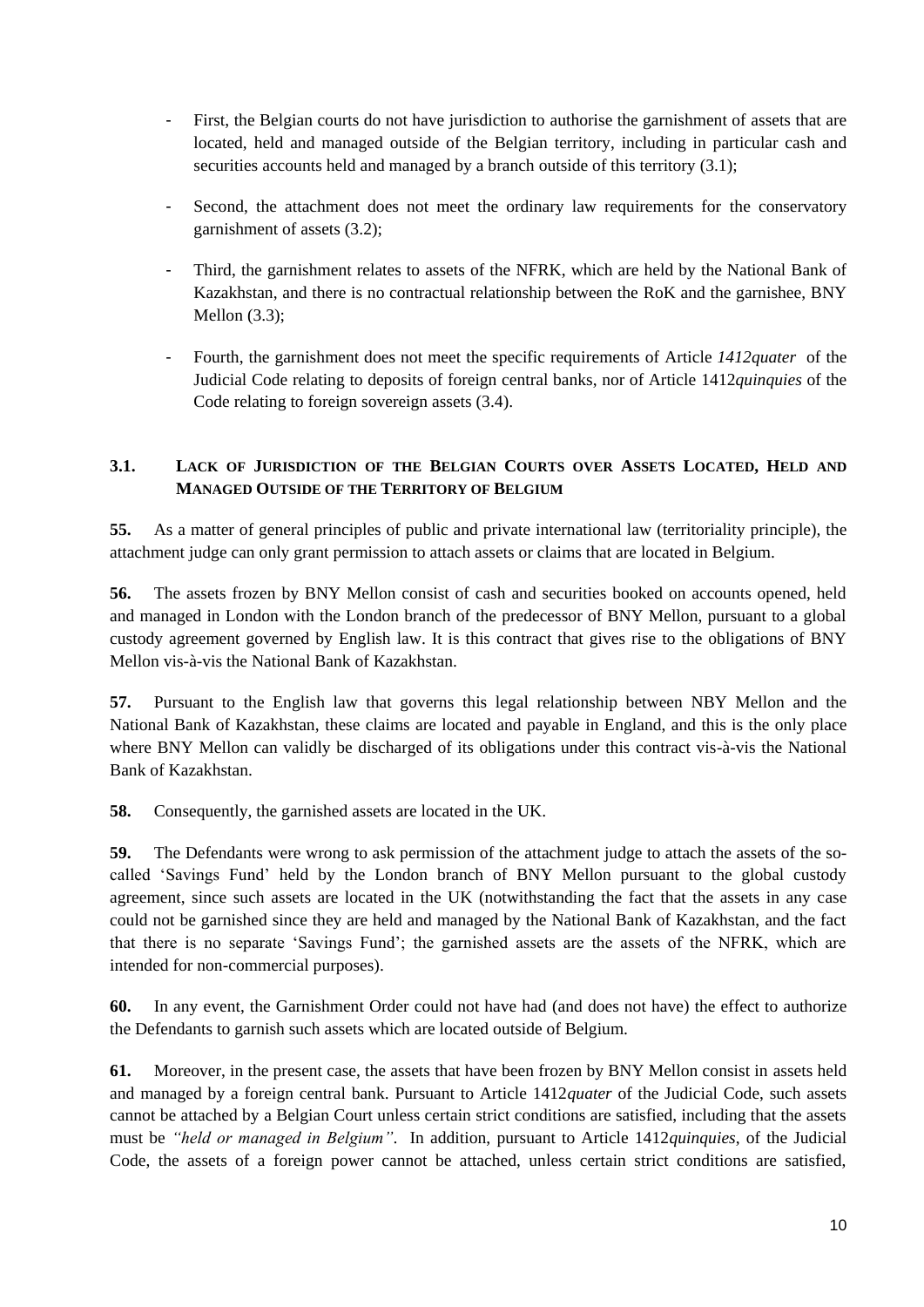- First, the Belgian courts do not have jurisdiction to authorise the garnishment of assets that are located, held and managed outside of the Belgian territory, including in particular cash and securities accounts held and managed by a branch outside of this territory (3.1);
- Second, the attachment does not meet the ordinary law requirements for the conservatory garnishment of assets (3.2);
- Third, the garnishment relates to assets of the NFRK, which are held by the National Bank of Kazakhstan, and there is no contractual relationship between the RoK and the garnishee, BNY Mellon (3.3);
- Fourth, the garnishment does not meet the specific requirements of Article *1412quater* of the Judicial Code relating to deposits of foreign central banks, nor of Article 1412*quinquies* of the Code relating to foreign sovereign assets (3.4).

### 3.1. Lack of Jurisdiction of the Belgian Courts over Assets Located, Held and Managed Outside of the Territory of Belgium

**55.** As a matter of general principles of public and private international law (territoriality principle), the attachment judge can only grant permission to attach assets or claims that are located in Belgium.

**56.** The assets frozen by BNY Mellon consist of cash and securities booked on accounts opened, held and managed in London with the London branch of the predecessor of BNY Mellon, pursuant to a global custody agreement governed by English law. It is this contract that gives rise to the obligations of BNY Mellon vis-à-vis the National Bank of Kazakhstan.

**57.** Pursuant to the English law that governs this legal relationship between NBY Mellon and the National Bank of Kazakhstan, these claims are located and payable in England, and this is the only place where BNY Mellon can validly be discharged of its obligations under this contract vis-à-vis the National Bank of Kazakhstan.

**58.** Consequently, the garnished assets are located in the UK.

**59.** The Defendants were wrong to ask permission of the attachment judge to attach the assets of the so-called 'Savings Fund' held by the London branch of BNY Mellon pursuant to the global custody agreement, since such assets are located in the UK (notwithstanding the fact that the assets in any case could not be garnished since they are held and managed by the National Bank of Kazakhstan, and the fact that there is no separate 'Savings Fund'; the garnished assets are the assets of the NFRK, which are intended for non-commercial purposes).

**60.** In any event, the Garnishment Order could not have had (and does not have) the effect to authorize the Defendants to garnish such assets which are located outside of Belgium.

**61.** Moreover, in the present case, the assets that have been frozen by BNY Mellon consist in assets held and managed by a foreign central bank. Pursuant to Article 1412*quater* of the Judicial Code, such assets cannot be attached by a Belgian Court unless certain strict conditions are satisfied, including that the assets must be *"held or managed in Belgium"*. In addition, pursuant to Article 1412*quinquies*, of the Judicial Code, the assets of a foreign power cannot be attached, unless certain strict conditions are satisfied,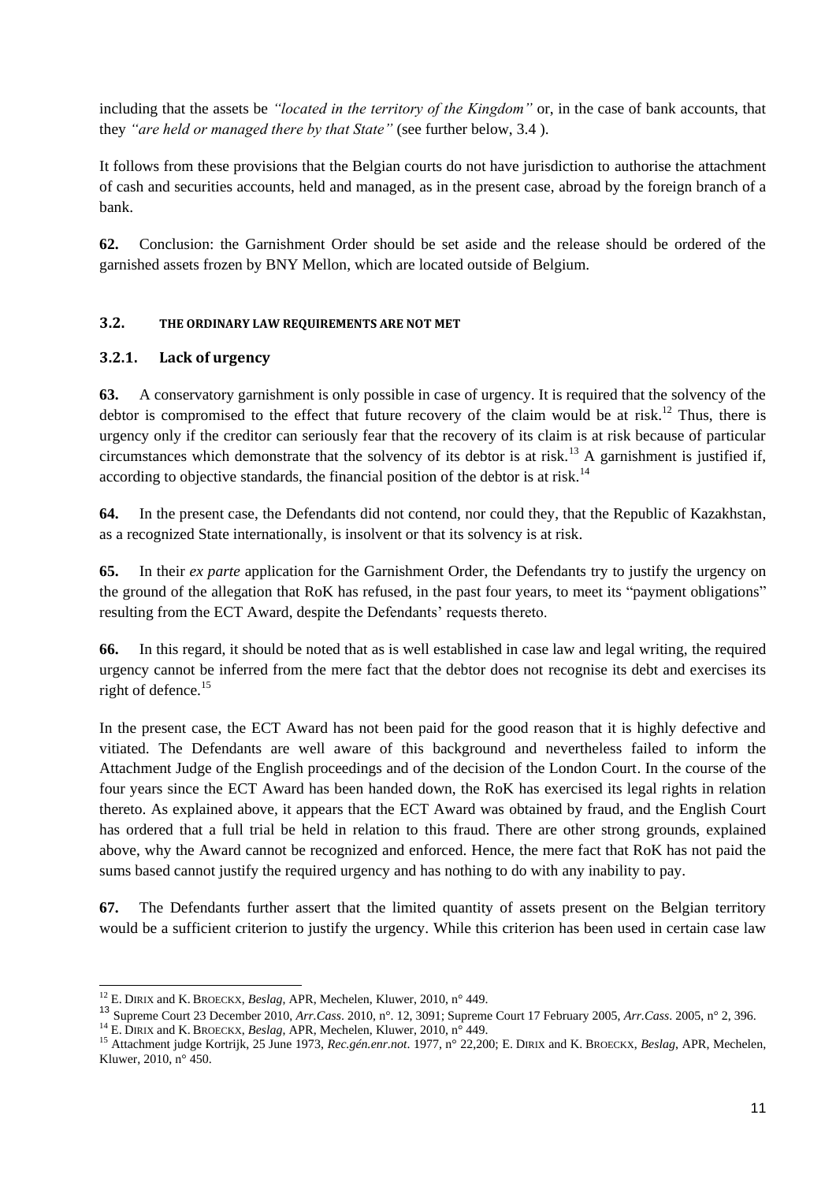including that the assets be *"located in the territory of the Kingdom"* or, in the case of bank accounts, that they *"are held or managed there by that State"* (see further below, 3.4 ).

It follows from these provisions that the Belgian courts do not have jurisdiction to authorise the attachment of cash and securities accounts, held and managed, as in the present case, abroad by the foreign branch of a bank.

**62.** Conclusion: the Garnishment Order should be set aside and the release should be ordered of the garnished assets frozen by BNY Mellon, which are located outside of Belgium.

### 3.2. THE ORDINARY LAW REQUIREMENTS ARE NOT MET

#### 3.2.1. Lack of urgency

**63.** A conservatory garnishment is only possible in case of urgency. It is required that the solvency of the debtor is compromised to the effect that future recovery of the claim would be at risk.[12] Thus, there is urgency only if the creditor can seriously fear that the recovery of its claim is at risk because of particular circumstances which demonstrate that the solvency of its debtor is at risk.[13] A garnishment is justified if, according to objective standards, the financial position of the debtor is at risk.[14]

**64.** In the present case, the Defendants did not contend, nor could they, that the Republic of Kazakhstan, as a recognized State internationally, is insolvent or that its solvency is at risk.

**65.** In their *ex parte* application for the Garnishment Order, the Defendants try to justify the urgency on the ground of the allegation that RoK has refused, in the past four years, to meet its "payment obligations" resulting from the ECT Award, despite the Defendants' requests thereto.

**66.** In this regard, it should be noted that as is well established in case law and legal writing, the required urgency cannot be inferred from the mere fact that the debtor does not recognise its debt and exercises its right of defence.[15]

In the present case, the ECT Award has not been paid for the good reason that it is highly defective and vitiated. The Defendants are well aware of this background and nevertheless failed to inform the Attachment Judge of the English proceedings and of the decision of the London Court. In the course of the four years since the ECT Award has been handed down, the RoK has exercised its legal rights in relation thereto. As explained above, it appears that the ECT Award was obtained by fraud, and the English Court has ordered that a full trial be held in relation to this fraud. There are other strong grounds, explained above, why the Award cannot be recognized and enforced. Hence, the mere fact that RoK has not paid the sums based cannot justify the required urgency and has nothing to do with any inability to pay.

**67.** The Defendants further assert that the limited quantity of assets present on the Belgian territory would be a sufficient criterion to justify the urgency. While this criterion has been used in certain case law

---

[12] E. DIRIX and K. BROECKX, *Beslag*, APR, Mechelen, Kluwer, 2010, n° 449.

[13] Supreme Court 23 December 2010, *Arr.Cass*. 2010, n°. 12, 3091; Supreme Court 17 February 2005, *Arr.Cass*. 2005, n° 2, 396.

[14] E. DIRIX and K. BROECKX, *Beslag*, APR, Mechelen, Kluwer, 2010, n° 449.

[15] Attachment judge Kortrijk, 25 June 1973, *Rec.gén.enr.not*. 1977, n° 22,200; E. DIRIX and K. BROECKX, *Beslag*, APR, Mechelen, Kluwer, 2010, n° 450.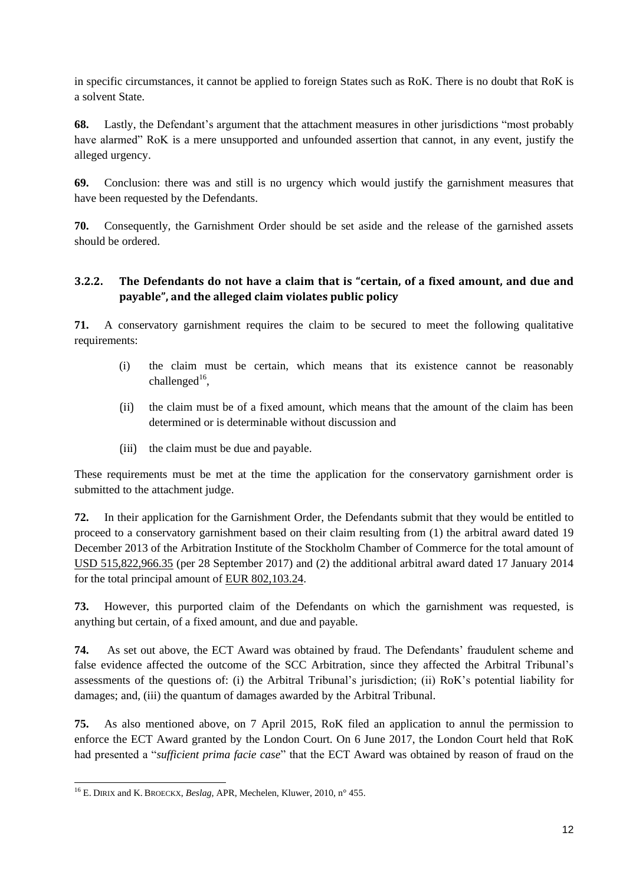in specific circumstances, it cannot be applied to foreign States such as RoK. There is no doubt that RoK is a solvent State.

**68.** Lastly, the Defendant's argument that the attachment measures in other jurisdictions "most probably have alarmed" RoK is a mere unsupported and unfounded assertion that cannot, in any event, justify the alleged urgency.

**69.** Conclusion: there was and still is no urgency which would justify the garnishment measures that have been requested by the Defendants.

**70.** Consequently, the Garnishment Order should be set aside and the release of the garnished assets should be ordered.

### 3.2.2. The Defendants do not have a claim that is "certain, of a fixed amount, and due and payable", and the alleged claim violates public policy

**71.** A conservatory garnishment requires the claim to be secured to meet the following qualitative requirements:

(i) the claim must be certain, which means that its existence cannot be reasonably challenged[16],

(ii) the claim must be of a fixed amount, which means that the amount of the claim has been determined or is determinable without discussion and

(iii) the claim must be due and payable.

These requirements must be met at the time the application for the conservatory garnishment order is submitted to the attachment judge.

**72.** In their application for the Garnishment Order, the Defendants submit that they would be entitled to proceed to a conservatory garnishment based on their claim resulting from (1) the arbitral award dated 19 December 2013 of the Arbitration Institute of the Stockholm Chamber of Commerce for the total amount of USD 515,822,966.35 (per 28 September 2017) and (2) the additional arbitral award dated 17 January 2014 for the total principal amount of EUR 802,103.24.

**73.** However, this purported claim of the Defendants on which the garnishment was requested, is anything but certain, of a fixed amount, and due and payable.

**74.** As set out above, the ECT Award was obtained by fraud. The Defendants' fraudulent scheme and false evidence affected the outcome of the SCC Arbitration, since they affected the Arbitral Tribunal's assessments of the questions of: (i) the Arbitral Tribunal's jurisdiction; (ii) RoK's potential liability for damages; and, (iii) the quantum of damages awarded by the Arbitral Tribunal.

**75.** As also mentioned above, on 7 April 2015, RoK filed an application to annul the permission to enforce the ECT Award granted by the London Court. On 6 June 2017, the London Court held that RoK had presented a "*sufficient prima facie case*" that the ECT Award was obtained by reason of fraud on the

[16] E. DIRIX and K. BROECKX, *Beslag*, APR, Mechelen, Kluwer, 2010, n° 455.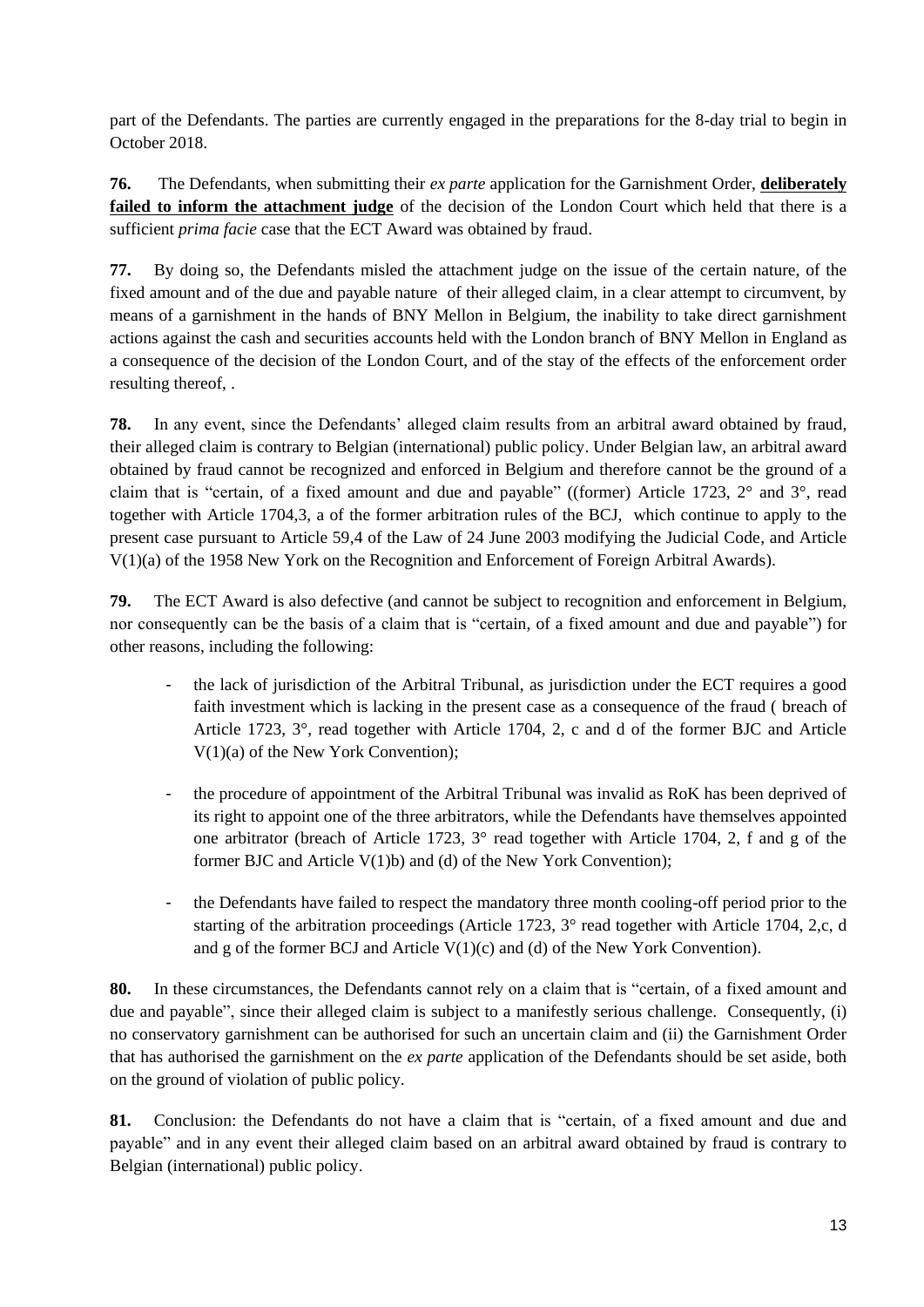part of the Defendants. The parties are currently engaged in the preparations for the 8-day trial to begin in October 2018.

**76.** The Defendants, when submitting their *ex parte* application for the Garnishment Order, **deliberately failed to inform the attachment judge** of the decision of the London Court which held that there is a sufficient *prima facie* case that the ECT Award was obtained by fraud.

**77.** By doing so, the Defendants misled the attachment judge on the issue of the certain nature, of the fixed amount and of the due and payable nature of their alleged claim, in a clear attempt to circumvent, by means of a garnishment in the hands of BNY Mellon in Belgium, the inability to take direct garnishment actions against the cash and securities accounts held with the London branch of BNY Mellon in England as a consequence of the decision of the London Court, and of the stay of the effects of the enforcement order resulting thereof, .

**78.** In any event, since the Defendants' alleged claim results from an arbitral award obtained by fraud, their alleged claim is contrary to Belgian (international) public policy. Under Belgian law, an arbitral award obtained by fraud cannot be recognized and enforced in Belgium and therefore cannot be the ground of a claim that is "certain, of a fixed amount and due and payable" ((former) Article 1723, 2° and 3°, read together with Article 1704,3, a of the former arbitration rules of the BCJ, which continue to apply to the present case pursuant to Article 59,4 of the Law of 24 June 2003 modifying the Judicial Code, and Article V(1)(a) of the 1958 New York on the Recognition and Enforcement of Foreign Arbitral Awards).

**79.** The ECT Award is also defective (and cannot be subject to recognition and enforcement in Belgium, nor consequently can be the basis of a claim that is "certain, of a fixed amount and due and payable") for other reasons, including the following:

- the lack of jurisdiction of the Arbitral Tribunal, as jurisdiction under the ECT requires a good faith investment which is lacking in the present case as a consequence of the fraud ( breach of Article 1723, 3°, read together with Article 1704, 2, c and d of the former BJC and Article V(1)(a) of the New York Convention);
- the procedure of appointment of the Arbitral Tribunal was invalid as RoK has been deprived of its right to appoint one of the three arbitrators, while the Defendants have themselves appointed one arbitrator (breach of Article 1723, 3° read together with Article 1704, 2, f and g of the former BJC and Article V(1)b) and (d) of the New York Convention);
- the Defendants have failed to respect the mandatory three month cooling-off period prior to the starting of the arbitration proceedings (Article 1723, 3° read together with Article 1704, 2,c, d and g of the former BCJ and Article V(1)(c) and (d) of the New York Convention).

**80.** In these circumstances, the Defendants cannot rely on a claim that is "certain, of a fixed amount and due and payable", since their alleged claim is subject to a manifestly serious challenge. Consequently, (i) no conservatory garnishment can be authorised for such an uncertain claim and (ii) the Garnishment Order that has authorised the garnishment on the *ex parte* application of the Defendants should be set aside, both on the ground of violation of public policy.

**81.** Conclusion: the Defendants do not have a claim that is "certain, of a fixed amount and due and payable" and in any event their alleged claim based on an arbitral award obtained by fraud is contrary to Belgian (international) public policy.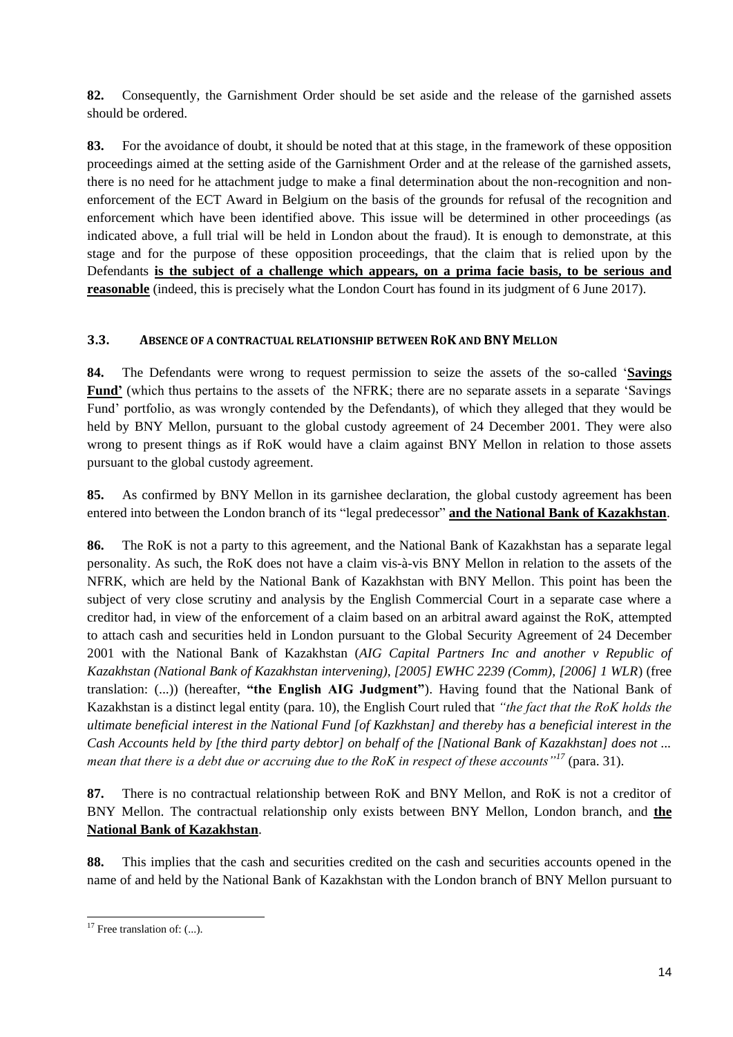**82.** Consequently, the Garnishment Order should be set aside and the release of the garnished assets should be ordered.

**83.** For the avoidance of doubt, it should be noted that at this stage, in the framework of these opposition proceedings aimed at the setting aside of the Garnishment Order and at the release of the garnished assets, there is no need for he attachment judge to make a final determination about the non-recognition and non-enforcement of the ECT Award in Belgium on the basis of the grounds for refusal of the recognition and enforcement which have been identified above. This issue will be determined in other proceedings (as indicated above, a full trial will be held in London about the fraud). It is enough to demonstrate, at this stage and for the purpose of these opposition proceedings, that the claim that is relied upon by the Defendants **is the subject of a challenge which appears, on a prima facie basis, to be serious and reasonable** (indeed, this is precisely what the London Court has found in its judgment of 6 June 2017).

### 3.3. ABSENCE OF A CONTRACTUAL RELATIONSHIP BETWEEN ROK AND BNY MELLON

**84.** The Defendants were wrong to request permission to seize the assets of the so-called '**Savings Fund'** (which thus pertains to the assets of the NFRK; there are no separate assets in a separate 'Savings Fund' portfolio, as was wrongly contended by the Defendants), of which they alleged that they would be held by BNY Mellon, pursuant to the global custody agreement of 24 December 2001. They were also wrong to present things as if RoK would have a claim against BNY Mellon in relation to those assets pursuant to the global custody agreement.

**85.** As confirmed by BNY Mellon in its garnishee declaration, the global custody agreement has been entered into between the London branch of its "legal predecessor" **and the National Bank of Kazakhstan**.

**86.** The RoK is not a party to this agreement, and the National Bank of Kazakhstan has a separate legal personality. As such, the RoK does not have a claim vis-à-vis BNY Mellon in relation to the assets of the NFRK, which are held by the National Bank of Kazakhstan with BNY Mellon. This point has been the subject of very close scrutiny and analysis by the English Commercial Court in a separate case where a creditor had, in view of the enforcement of a claim based on an arbitral award against the RoK, attempted to attach cash and securities held in London pursuant to the Global Security Agreement of 24 December 2001 with the National Bank of Kazakhstan (*AIG Capital Partners Inc and another v Republic of Kazakhstan (National Bank of Kazakhstan intervening), [2005] EWHC 2239 (Comm), [2006] 1 WLR*) (free translation: (...)) (hereafter, **"the English AIG Judgment"**). Having found that the National Bank of Kazakhstan is a distinct legal entity (para. 10), the English Court ruled that *"the fact that the RoK holds the ultimate beneficial interest in the National Fund [of Kazkhstan] and thereby has a beneficial interest in the Cash Accounts held by [the third party debtor] on behalf of the [National Bank of Kazakhstan] does not ... mean that there is a debt due or accruing due to the RoK in respect of these accounts"*[17] (para. 31).

**87.** There is no contractual relationship between RoK and BNY Mellon, and RoK is not a creditor of BNY Mellon. The contractual relationship only exists between BNY Mellon, London branch, and **the National Bank of Kazakhstan**.

**88.** This implies that the cash and securities credited on the cash and securities accounts opened in the name of and held by the National Bank of Kazakhstan with the London branch of BNY Mellon pursuant to

---

[17] Free translation of: (...).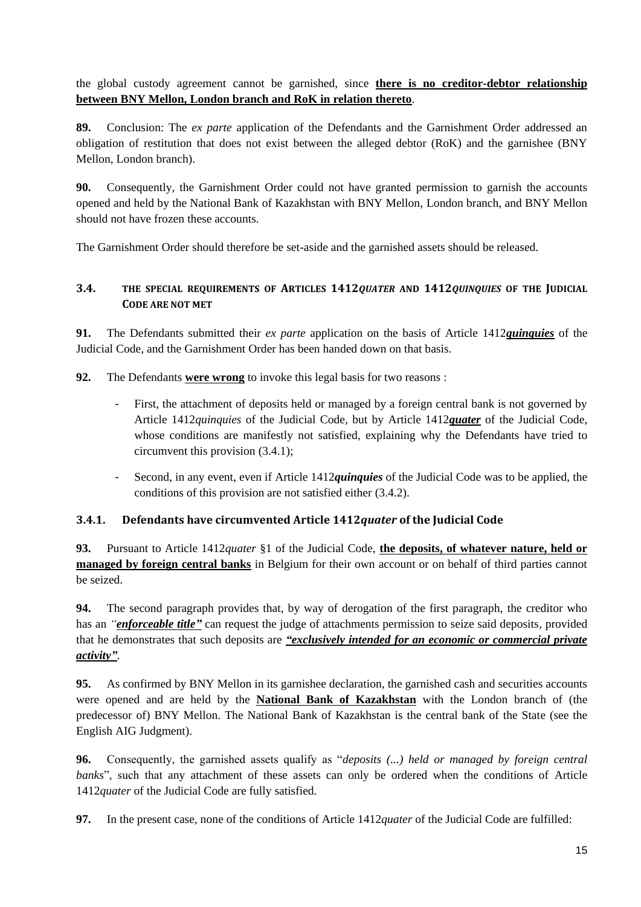the global custody agreement cannot be garnished, since **there is no creditor-debtor relationship between BNY Mellon, London branch and RoK in relation thereto**.

**89.** Conclusion: The *ex parte* application of the Defendants and the Garnishment Order addressed an obligation of restitution that does not exist between the alleged debtor (RoK) and the garnishee (BNY Mellon, London branch).

**90.** Consequently, the Garnishment Order could not have granted permission to garnish the accounts opened and held by the National Bank of Kazakhstan with BNY Mellon, London branch, and BNY Mellon should not have frozen these accounts.

The Garnishment Order should therefore be set-aside and the garnished assets should be released.

### 3.4. THE SPECIAL REQUIREMENTS OF ARTICLES 1412*QUATER* AND 1412*QUINQUIES* OF THE JUDICIAL CODE ARE NOT MET

**91.** The Defendants submitted their *ex parte* application on the basis of Article 1412***quinquies*** of the Judicial Code, and the Garnishment Order has been handed down on that basis.

**92.** The Defendants **were wrong** to invoke this legal basis for two reasons :

- First, the attachment of deposits held or managed by a foreign central bank is not governed by Article 1412*quinquies* of the Judicial Code, but by Article 1412***quater*** of the Judicial Code, whose conditions are manifestly not satisfied, explaining why the Defendants have tried to circumvent this provision (3.4.1);
- Second, in any event, even if Article 1412***quinquies*** of the Judicial Code was to be applied, the conditions of this provision are not satisfied either (3.4.2).

#### 3.4.1. Defendants have circumvented Article 1412*quater* of the Judicial Code

**93.** Pursuant to Article 1412*quater* §1 of the Judicial Code, **the deposits, of whatever nature, held or managed by foreign central banks** in Belgium for their own account or on behalf of third parties cannot be seized.

**94.** The second paragraph provides that, by way of derogation of the first paragraph, the creditor who has an *"**enforceable title**"* can request the judge of attachments permission to seize said deposits, provided that he demonstrates that such deposits are ***"exclusively intended for an economic or commercial private activity"***.

**95.** As confirmed by BNY Mellon in its garnishee declaration, the garnished cash and securities accounts were opened and are held by the **National Bank of Kazakhstan** with the London branch of (the predecessor of) BNY Mellon. The National Bank of Kazakhstan is the central bank of the State (see the English AIG Judgment).

**96.** Consequently, the garnished assets qualify as "*deposits (...) held or managed by foreign central banks*", such that any attachment of these assets can only be ordered when the conditions of Article 1412*quater* of the Judicial Code are fully satisfied.

**97.** In the present case, none of the conditions of Article 1412*quater* of the Judicial Code are fulfilled: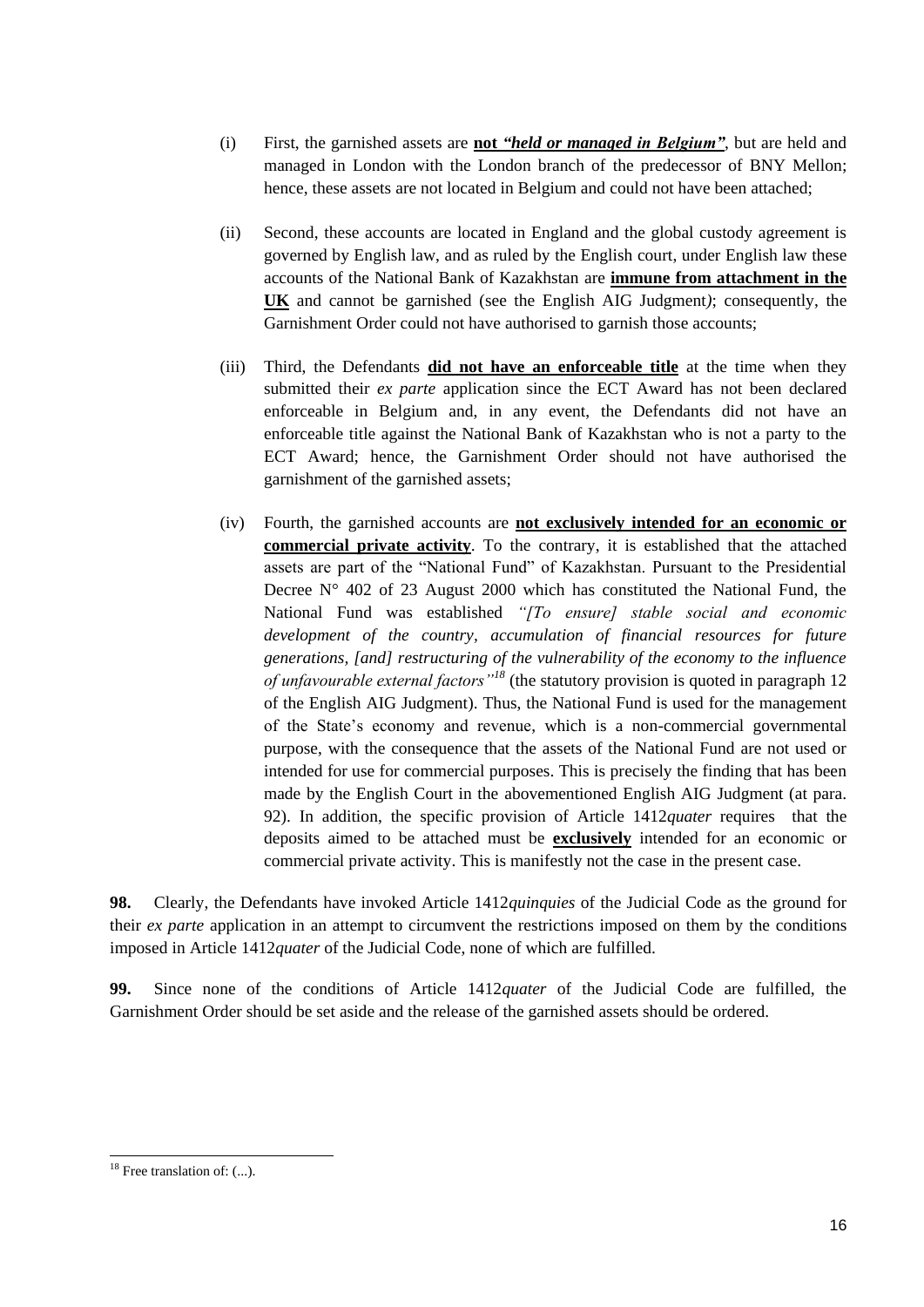(i) First, the garnished assets are **not *"held or managed in Belgium"***, but are held and managed in London with the London branch of the predecessor of BNY Mellon; hence, these assets are not located in Belgium and could not have been attached;

(ii) Second, these accounts are located in England and the global custody agreement is governed by English law, and as ruled by the English court, under English law these accounts of the National Bank of Kazakhstan are **immune from attachment in the UK** and cannot be garnished (see the English AIG Judgment*)*; consequently, the Garnishment Order could not have authorised to garnish those accounts;

(iii) Third, the Defendants **did not have an enforceable title** at the time when they submitted their *ex parte* application since the ECT Award has not been declared enforceable in Belgium and, in any event, the Defendants did not have an enforceable title against the National Bank of Kazakhstan who is not a party to the ECT Award; hence, the Garnishment Order should not have authorised the garnishment of the garnished assets;

(iv) Fourth, the garnished accounts are **not exclusively intended for an economic or commercial private activity**. To the contrary, it is established that the attached assets are part of the "National Fund" of Kazakhstan. Pursuant to the Presidential Decree N° 402 of 23 August 2000 which has constituted the National Fund, the National Fund was established *"[To ensure] stable social and economic development of the country, accumulation of financial resources for future generations, [and] restructuring of the vulnerability of the economy to the influence of unfavourable external factors"*[18] (the statutory provision is quoted in paragraph 12 of the English AIG Judgment). Thus, the National Fund is used for the management of the State's economy and revenue, which is a non-commercial governmental purpose, with the consequence that the assets of the National Fund are not used or intended for use for commercial purposes. This is precisely the finding that has been made by the English Court in the abovementioned English AIG Judgment (at para. 92). In addition, the specific provision of Article 1412*quater* requires that the deposits aimed to be attached must be **exclusively** intended for an economic or commercial private activity. This is manifestly not the case in the present case.

**98.** Clearly, the Defendants have invoked Article 1412*quinquies* of the Judicial Code as the ground for their *ex parte* application in an attempt to circumvent the restrictions imposed on them by the conditions imposed in Article 1412*quater* of the Judicial Code, none of which are fulfilled.

**99.** Since none of the conditions of Article 1412*quater* of the Judicial Code are fulfilled, the Garnishment Order should be set aside and the release of the garnished assets should be ordered.

---

[18] Free translation of: (...).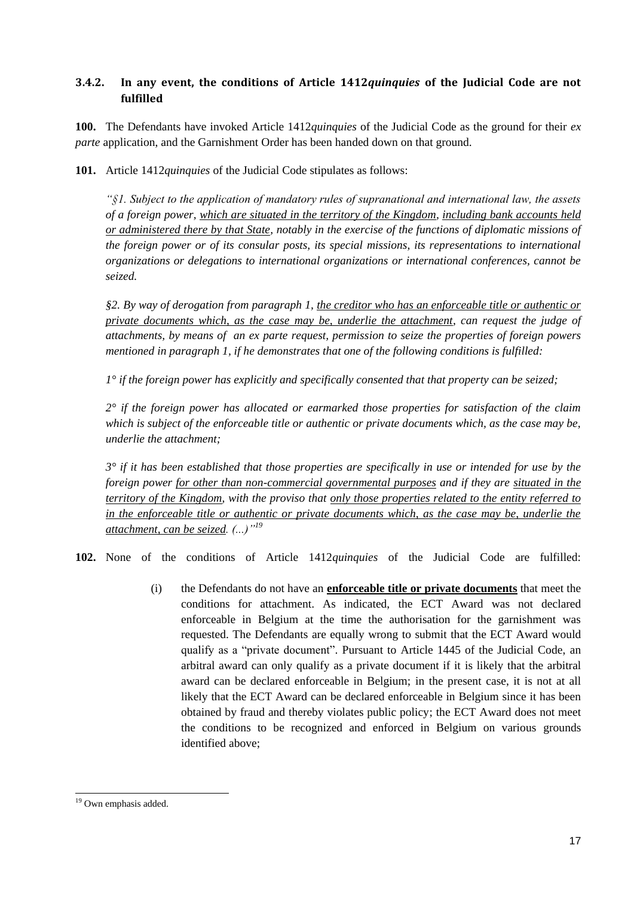### 3.4.2. In any event, the conditions of Article 1412*quinquies* of the Judicial Code are not fulfilled

**100.** The Defendants have invoked Article 1412*quinquies* of the Judicial Code as the ground for their *ex parte* application, and the Garnishment Order has been handed down on that ground.

**101.** Article 1412*quinquies* of the Judicial Code stipulates as follows:

> *"§1. Subject to the application of mandatory rules of supranational and international law, the assets of a foreign power, <u>which are situated in the territory of the Kingdom</u>, <u>including bank accounts held or administered there by that State</u>, notably in the exercise of the functions of diplomatic missions of the foreign power or of its consular posts, its special missions, its representations to international organizations or delegations to international organizations or international conferences, cannot be seized.*
>
> *§2. By way of derogation from paragraph 1, <u>the creditor who has an enforceable title or authentic or private documents which, as the case may be, underlie the attachment</u>, can request the judge of attachments, by means of an ex parte request, permission to seize the properties of foreign powers mentioned in paragraph 1, if he demonstrates that one of the following conditions is fulfilled:*
>
> *1° if the foreign power has explicitly and specifically consented that that property can be seized;*
>
> *2° if the foreign power has allocated or earmarked those properties for satisfaction of the claim which is subject of the enforceable title or authentic or private documents which, as the case may be, underlie the attachment;*
>
> *3° if it has been established that those properties are specifically in use or intended for use by the foreign power <u>for other than non-commercial governmental purposes</u> and if they are <u>situated in the territory of the Kingdom</u>, with the proviso that <u>only those properties related to the entity referred to in the enforceable title or authentic or private documents which, as the case may be, underlie the attachment, can be seized</u>. (...)"*[19]

**102.** None of the conditions of Article 1412*quinquies* of the Judicial Code are fulfilled:

(i) the Defendants do not have an **<u>enforceable title or private documents</u>** that meet the conditions for attachment. As indicated, the ECT Award was not declared enforceable in Belgium at the time the authorisation for the garnishment was requested. The Defendants are equally wrong to submit that the ECT Award would qualify as a "private document". Pursuant to Article 1445 of the Judicial Code, an arbitral award can only qualify as a private document if it is likely that the arbitral award can be declared enforceable in Belgium; in the present case, it is not at all likely that the ECT Award can be declared enforceable in Belgium since it has been obtained by fraud and thereby violates public policy; the ECT Award does not meet the conditions to be recognized and enforced in Belgium on various grounds identified above;

---

[19] Own emphasis added.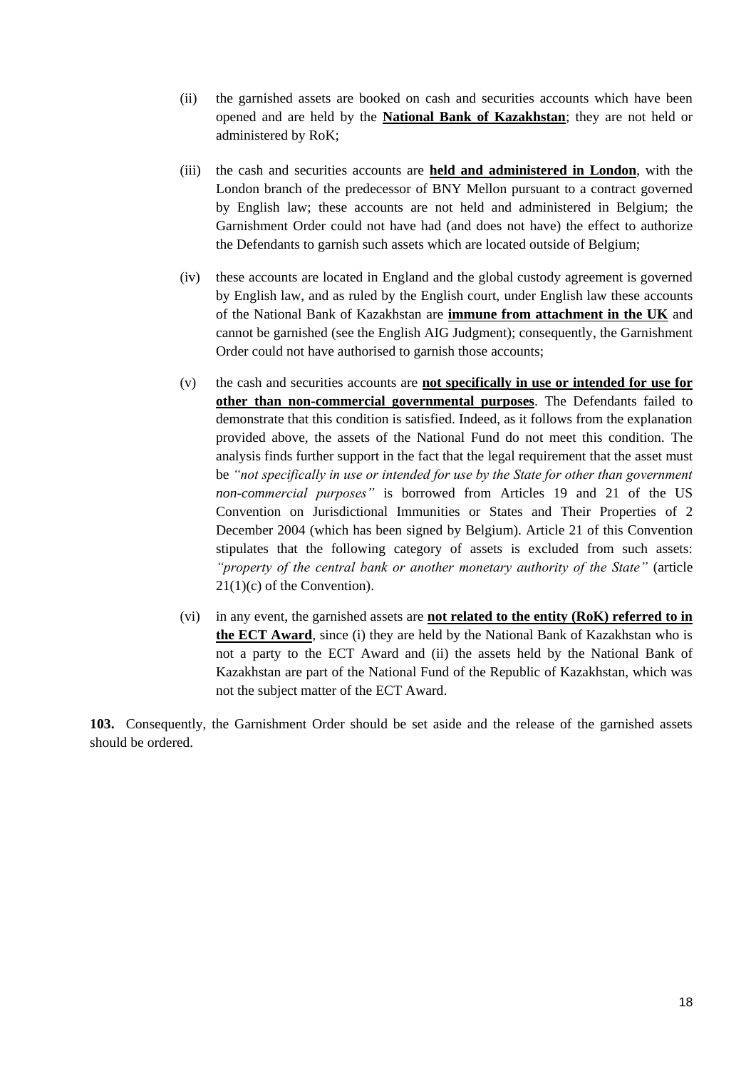(ii) the garnished assets are booked on cash and securities accounts which have been opened and are held by the **National Bank of Kazakhstan**; they are not held or administered by RoK;

(iii) the cash and securities accounts are **held and administered in London**, with the London branch of the predecessor of BNY Mellon pursuant to a contract governed by English law; these accounts are not held and administered in Belgium; the Garnishment Order could not have had (and does not have) the effect to authorize the Defendants to garnish such assets which are located outside of Belgium;

(iv) these accounts are located in England and the global custody agreement is governed by English law, and as ruled by the English court, under English law these accounts of the National Bank of Kazakhstan are **immune from attachment in the UK** and cannot be garnished (see the English AIG Judgment); consequently, the Garnishment Order could not have authorised to garnish those accounts;

(v) the cash and securities accounts are **not specifically in use or intended for use for other than non-commercial governmental purposes**. The Defendants failed to demonstrate that this condition is satisfied. Indeed, as it follows from the explanation provided above, the assets of the National Fund do not meet this condition. The analysis finds further support in the fact that the legal requirement that the asset must be *"not specifically in use or intended for use by the State for other than government non-commercial purposes"* is borrowed from Articles 19 and 21 of the US Convention on Jurisdictional Immunities or States and Their Properties of 2 December 2004 (which has been signed by Belgium). Article 21 of this Convention stipulates that the following category of assets is excluded from such assets: *"property of the central bank or another monetary authority of the State"* (article 21(1)(c) of the Convention).

(vi) in any event, the garnished assets are **not related to the entity (RoK) referred to in the ECT Award**, since (i) they are held by the National Bank of Kazakhstan who is not a party to the ECT Award and (ii) the assets held by the National Bank of Kazakhstan are part of the National Fund of the Republic of Kazakhstan, which was not the subject matter of the ECT Award.

**103.** Consequently, the Garnishment Order should be set aside and the release of the garnished assets should be ordered.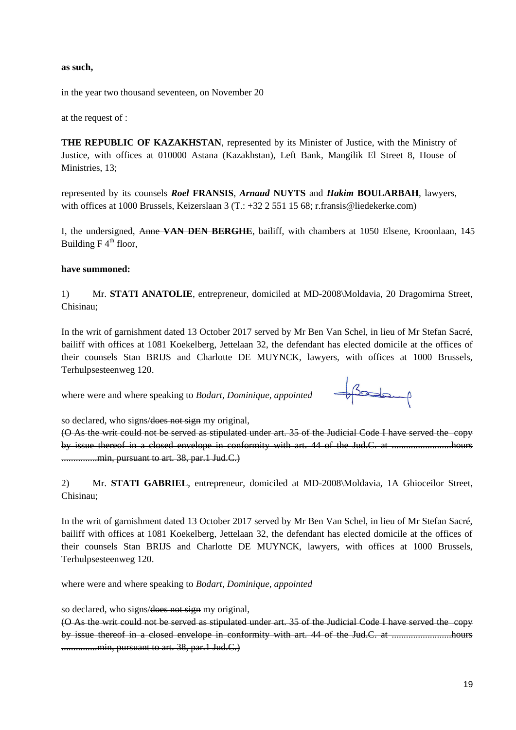**as such,**

in the year two thousand seventeen, on November 20

at the request of :

**THE REPUBLIC OF KAZAKHSTAN**, represented by its Minister of Justice, with the Ministry of Justice, with offices at 010000 Astana (Kazakhstan), Left Bank, Mangilik El Street 8, House of Ministries, 13;

represented by its counsels ***Roel* FRANSIS**, ***Arnaud* NUYTS** and ***Hakim* BOULARBAH**, lawyers, with offices at 1000 Brussels, Keizerslaan 3 (T.: +32 2 551 15 68; r.fransis@liedekerke.com)

I, the undersigned, ~~Anne **VAN DEN BERGHE**~~, bailiff, with chambers at 1050 Elsene, Kroonlaan, 145 Building F 4th floor,

**have summoned:**

1) Mr. **STATI ANATOLIE**, entrepreneur, domiciled at MD-2008\Moldavia, 20 Dragomirna Street, Chisinau;

In the writ of garnishment dated 13 October 2017 served by Mr Ben Van Schel, in lieu of Mr Stefan Sacré, bailiff with offices at 1081 Koekelberg, Jettelaan 32, the defendant has elected domicile at the offices of their counsels Stan BRIJS and Charlotte DE MUYNCK, lawyers, with offices at 1000 Brussels, Terhulpsesteenweg 120.

where were and where speaking to *Bodart, Dominique, appointed*

so declared, who signs/~~does not sign~~ my original,

~~(O As the writ could not be served as stipulated under art. 35 of the Judicial Code I have served the copy by issue thereof in a closed envelope in conformity with art. 44 of the Jud.C. at .........................hours ...............min, pursuant to art. 38, par.1 Jud.C.)~~

2) Mr. **STATI GABRIEL**, entrepreneur, domiciled at MD-2008\Moldavia, 1A Ghioceilor Street, Chisinau;

In the writ of garnishment dated 13 October 2017 served by Mr Ben Van Schel, in lieu of Mr Stefan Sacré, bailiff with offices at 1081 Koekelberg, Jettelaan 32, the defendant has elected domicile at the offices of their counsels Stan BRIJS and Charlotte DE MUYNCK, lawyers, with offices at 1000 Brussels, Terhulpsesteenweg 120.

where were and where speaking to *Bodart, Dominique, appointed*

so declared, who signs/~~does not sign~~ my original,

~~(O As the writ could not be served as stipulated under art. 35 of the Judicial Code I have served the copy by issue thereof in a closed envelope in conformity with art. 44 of the Jud.C. at .........................hours ...............min, pursuant to art. 38, par.1 Jud.C.)~~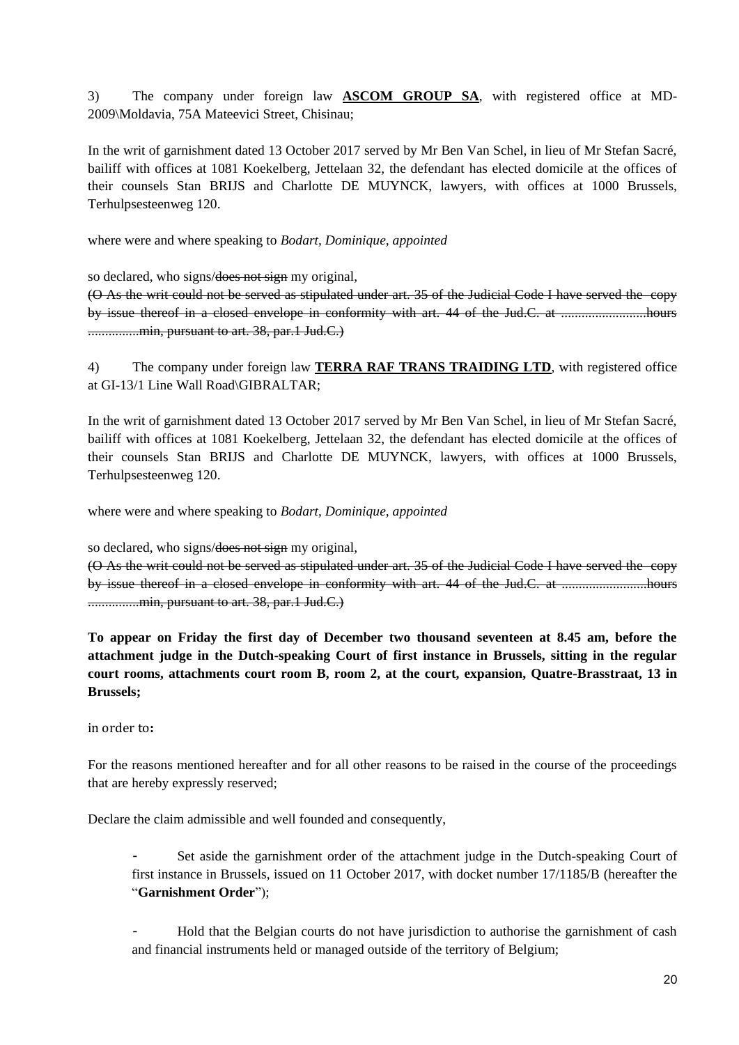3) The company under foreign law **ASCOM GROUP SA**, with registered office at MD-2009\Moldavia, 75A Mateevici Street, Chisinau;

In the writ of garnishment dated 13 October 2017 served by Mr Ben Van Schel, in lieu of Mr Stefan Sacré, bailiff with offices at 1081 Koekelberg, Jettelaan 32, the defendant has elected domicile at the offices of their counsels Stan BRIJS and Charlotte DE MUYNCK, lawyers, with offices at 1000 Brussels, Terhulpsesteenweg 120.

where were and where speaking to *Bodart, Dominique, appointed*

so declared, who signs/~~does not sign~~ my original,
~~(O As the writ could not be served as stipulated under art. 35 of the Judicial Code I have served the copy by issue thereof in a closed envelope in conformity with art. 44 of the Jud.C. at ........................hours ..............min, pursuant to art. 38, par.1 Jud.C.)~~

4) The company under foreign law **TERRA RAF TRANS TRAIDING LTD**, with registered office at GI-13/1 Line Wall Road\GIBRALTAR;

In the writ of garnishment dated 13 October 2017 served by Mr Ben Van Schel, in lieu of Mr Stefan Sacré, bailiff with offices at 1081 Koekelberg, Jettelaan 32, the defendant has elected domicile at the offices of their counsels Stan BRIJS and Charlotte DE MUYNCK, lawyers, with offices at 1000 Brussels, Terhulpsesteenweg 120.

where were and where speaking to *Bodart, Dominique, appointed*

so declared, who signs/~~does not sign~~ my original,
~~(O As the writ could not be served as stipulated under art. 35 of the Judicial Code I have served the copy by issue thereof in a closed envelope in conformity with art. 44 of the Jud.C. at ........................hours ..............min, pursuant to art. 38, par.1 Jud.C.)~~

**To appear on Friday the first day of December two thousand seventeen at 8.45 am, before the attachment judge in the Dutch-speaking Court of first instance in Brussels, sitting in the regular court rooms, attachments court room B, room 2, at the court, expansion, Quatre-Brasstraat, 13 in Brussels;**

in order to**:**

For the reasons mentioned hereafter and for all other reasons to be raised in the course of the proceedings that are hereby expressly reserved;

Declare the claim admissible and well founded and consequently,

- Set aside the garnishment order of the attachment judge in the Dutch-speaking Court of first instance in Brussels, issued on 11 October 2017, with docket number 17/1185/B (hereafter the "**Garnishment Order**");

- Hold that the Belgian courts do not have jurisdiction to authorise the garnishment of cash and financial instruments held or managed outside of the territory of Belgium;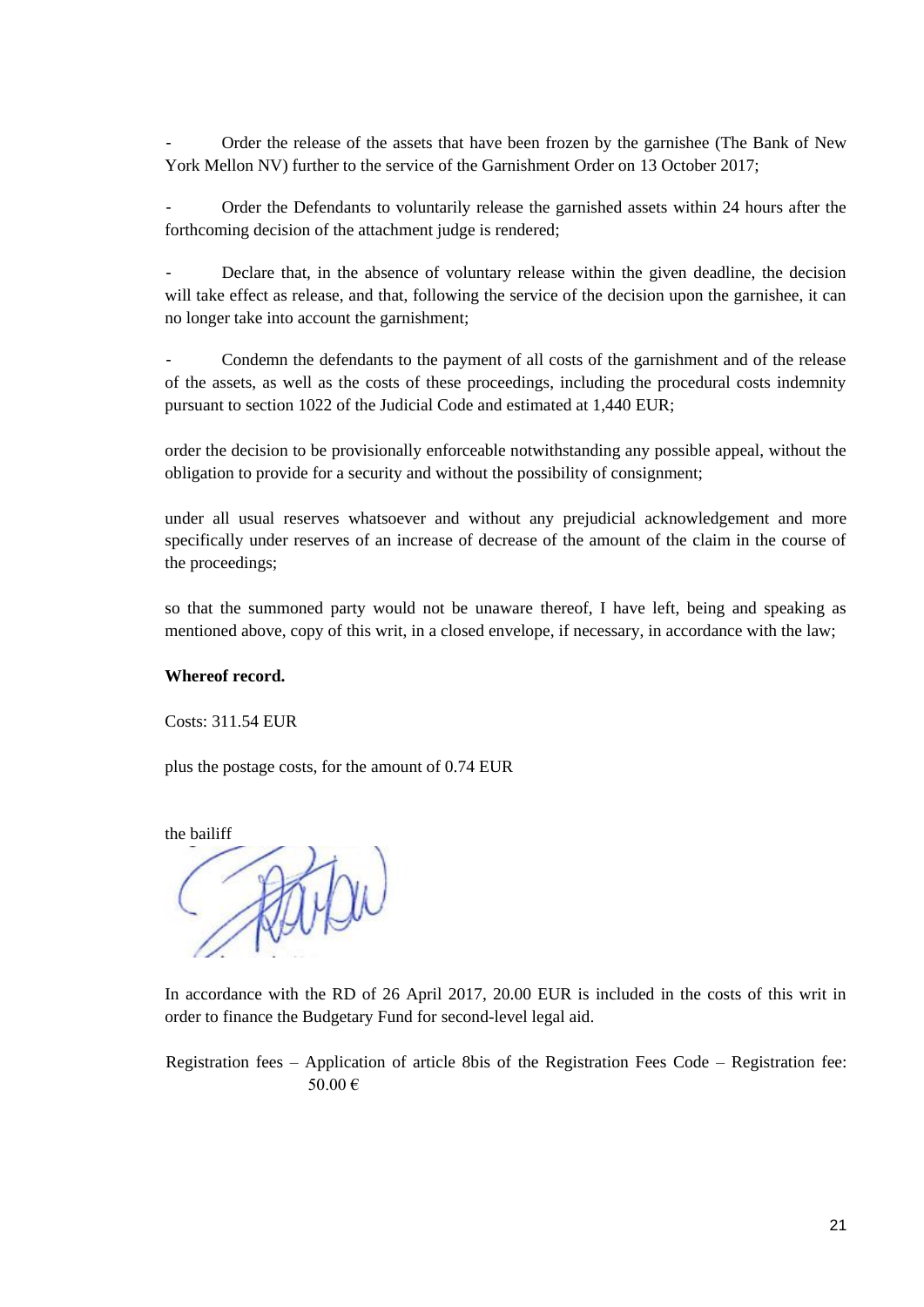- Order the release of the assets that have been frozen by the garnishee (The Bank of New York Mellon NV) further to the service of the Garnishment Order on 13 October 2017;

- Order the Defendants to voluntarily release the garnished assets within 24 hours after the forthcoming decision of the attachment judge is rendered;

- Declare that, in the absence of voluntary release within the given deadline, the decision will take effect as release, and that, following the service of the decision upon the garnishee, it can no longer take into account the garnishment;

- Condemn the defendants to the payment of all costs of the garnishment and of the release of the assets, as well as the costs of these proceedings, including the procedural costs indemnity pursuant to section 1022 of the Judicial Code and estimated at 1,440 EUR;

order the decision to be provisionally enforceable notwithstanding any possible appeal, without the obligation to provide for a security and without the possibility of consignment;

under all usual reserves whatsoever and without any prejudicial acknowledgement and more specifically under reserves of an increase of decrease of the amount of the claim in the course of the proceedings;

so that the summoned party would not be unaware thereof, I have left, being and speaking as mentioned above, copy of this writ, in a closed envelope, if necessary, in accordance with the law;

**Whereof record.**

Costs: 311.54 EUR

plus the postage costs, for the amount of 0.74 EUR

the bailiff

In accordance with the RD of 26 April 2017, 20.00 EUR is included in the costs of this writ in order to finance the Budgetary Fund for second-level legal aid.

Registration fees – Application of article 8bis of the Registration Fees Code – Registration fee: 50.00 €